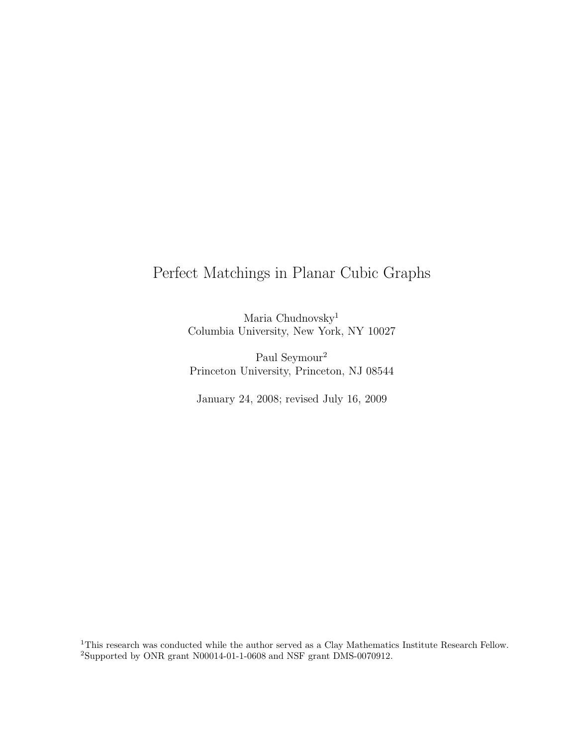# Perfect Matchings in Planar Cubic Graphs

Maria Chudnovsky[1]
Columbia University, New York, NY 10027

Paul Seymour[2]
Princeton University, Princeton, NJ 08544

January 24, 2008; revised July 16, 2009

[1]This research was conducted while the author served as a Clay Mathematics Institute Research Fellow.
[2]Supported by ONR grant N00014-01-1-0608 and NSF grant DMS-0070912.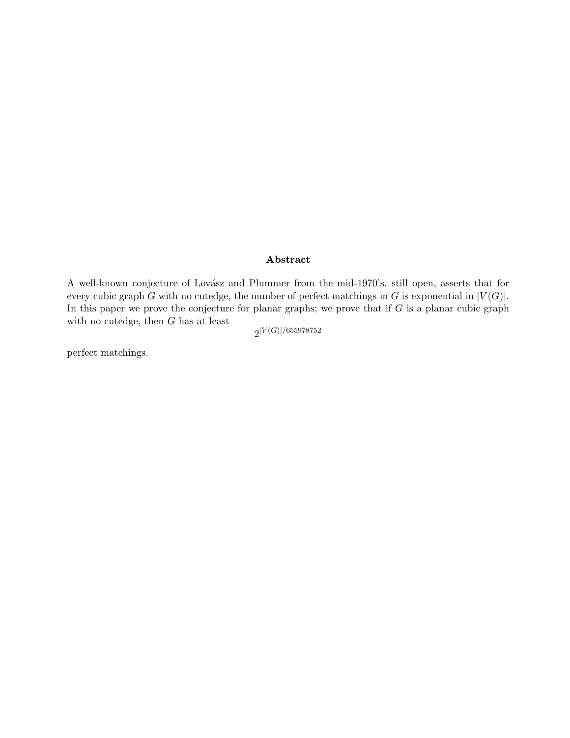## Abstract

A well-known conjecture of Lovász and Plummer from the mid-1970's, still open, asserts that for every cubic graph $G$ with no cutedge, the number of perfect matchings in $G$ is exponential in $|V(G)|$. In this paper we prove the conjecture for planar graphs; we prove that if $G$ is a planar cubic graph with no cutedge, then $G$ has at least

$$2^{|V(G)|/655978752}$$

perfect matchings.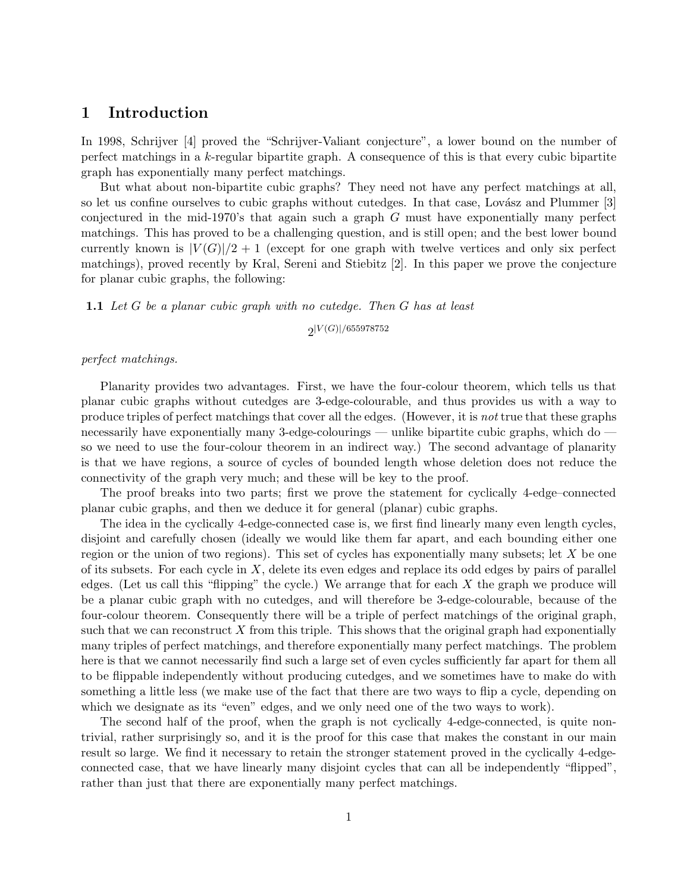## 1 Introduction

In 1998, Schrijver [4] proved the "Schrijver-Valiant conjecture", a lower bound on the number of perfect matchings in a $k$-regular bipartite graph. A consequence of this is that every cubic bipartite graph has exponentially many perfect matchings.

But what about non-bipartite cubic graphs? They need not have any perfect matchings at all, so let us confine ourselves to cubic graphs without cutedges. In that case, Lovász and Plummer [3] conjectured in the mid-1970's that again such a graph $G$ must have exponentially many perfect matchings. This has proved to be a challenging question, and is still open; and the best lower bound currently known is $|V(G)|/2 + 1$ (except for one graph with twelve vertices and only six perfect matchings), proved recently by Kral, Sereni and Stiebitz [2]. In this paper we prove the conjecture for planar cubic graphs, the following:

**1.1** *Let $G$ be a planar cubic graph with no cutedge. Then $G$ has at least*

$$2^{|V(G)|/655978752}$$

*perfect matchings.*

Planarity provides two advantages. First, we have the four-colour theorem, which tells us that planar cubic graphs without cutedges are 3-edge-colourable, and thus provides us with a way to produce triples of perfect matchings that cover all the edges. (However, it is *not* true that these graphs necessarily have exponentially many 3-edge-colourings — unlike bipartite cubic graphs, which do — so we need to use the four-colour theorem in an indirect way.) The second advantage of planarity is that we have regions, a source of cycles of bounded length whose deletion does not reduce the connectivity of the graph very much; and these will be key to the proof.

The proof breaks into two parts; first we prove the statement for cyclically 4-edge–connected planar cubic graphs, and then we deduce it for general (planar) cubic graphs.

The idea in the cyclically 4-edge-connected case is, we first find linearly many even length cycles, disjoint and carefully chosen (ideally we would like them far apart, and each bounding either one region or the union of two regions). This set of cycles has exponentially many subsets; let $X$ be one of its subsets. For each cycle in $X$, delete its even edges and replace its odd edges by pairs of parallel edges. (Let us call this "flipping" the cycle.) We arrange that for each $X$ the graph we produce will be a planar cubic graph with no cutedges, and will therefore be 3-edge-colourable, because of the four-colour theorem. Consequently there will be a triple of perfect matchings of the original graph, such that we can reconstruct $X$ from this triple. This shows that the original graph had exponentially many triples of perfect matchings, and therefore exponentially many perfect matchings. The problem here is that we cannot necessarily find such a large set of even cycles sufficiently far apart for them all to be flippable independently without producing cutedges, and we sometimes have to make do with something a little less (we make use of the fact that there are two ways to flip a cycle, depending on which we designate as its "even" edges, and we only need one of the two ways to work).

The second half of the proof, when the graph is not cyclically 4-edge-connected, is quite non-trivial, rather surprisingly so, and it is the proof for this case that makes the constant in our main result so large. We find it necessary to retain the stronger statement proved in the cyclically 4-edge-connected case, that we have linearly many disjoint cycles that can all be independently "flipped", rather than just that there are exponentially many perfect matchings.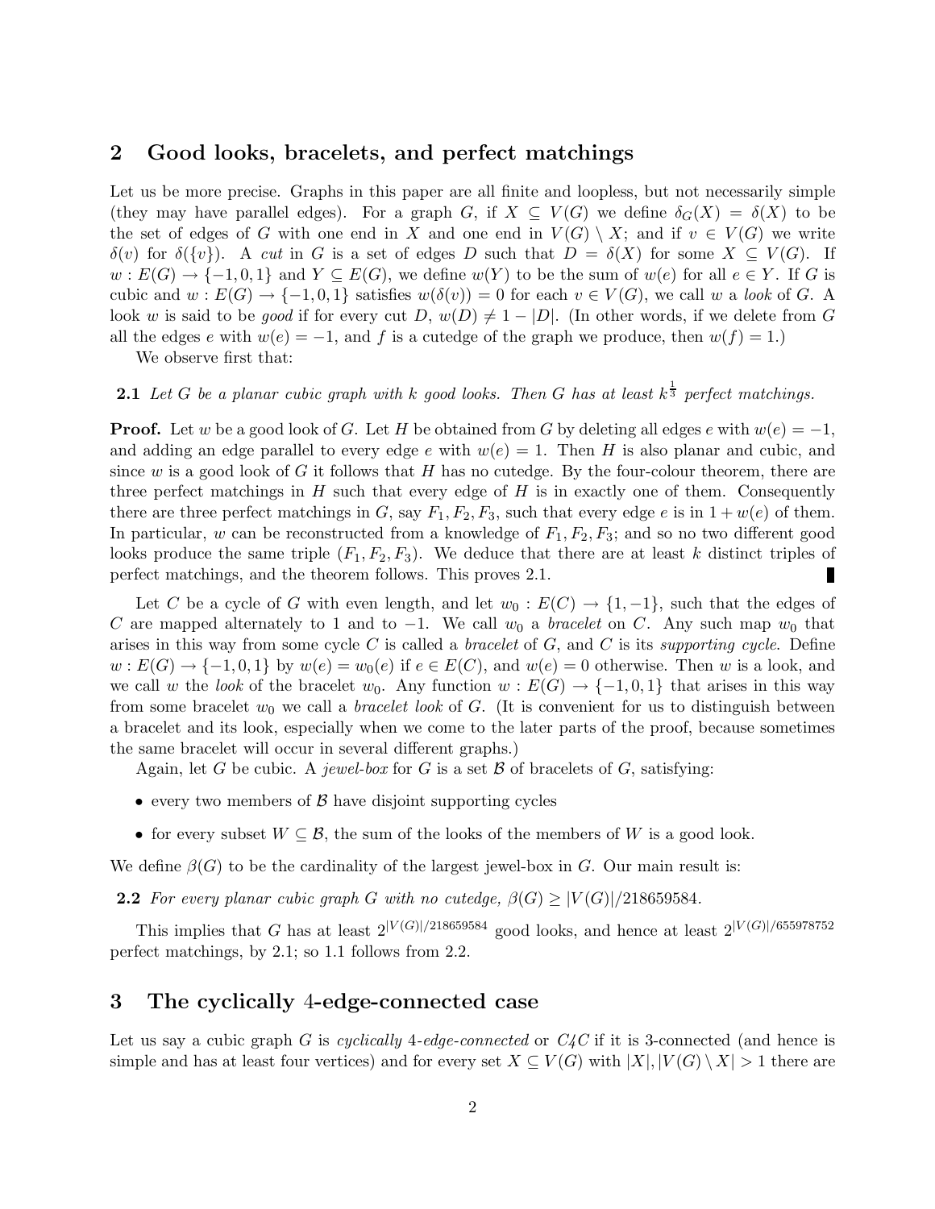## 2 Good looks, bracelets, and perfect matchings

Let us be more precise. Graphs in this paper are all finite and loopless, but not necessarily simple (they may have parallel edges). For a graph $G$, if $X \subseteq V(G)$ we define $\delta_G(X) = \delta(X)$ to be the set of edges of $G$ with one end in $X$ and one end in $V(G) \setminus X$; and if $v \in V(G)$ we write $\delta(v)$ for $\delta(\{v\})$. A *cut* in $G$ is a set of edges $D$ such that $D = \delta(X)$ for some $X \subseteq V(G)$. If $w : E(G) \to \{-1, 0, 1\}$ and $Y \subseteq E(G)$, we define $w(Y)$ to be the sum of $w(e)$ for all $e \in Y$. If $G$ is cubic and $w : E(G) \to \{-1, 0, 1\}$ satisfies $w(\delta(v)) = 0$ for each $v \in V(G)$, we call $w$ a *look* of $G$. A look $w$ is said to be *good* if for every cut $D$, $w(D) \neq 1 - |D|$. (In other words, if we delete from $G$ all the edges $e$ with $w(e) = -1$, and $f$ is a cutedge of the graph we produce, then $w(f) = 1$.)

We observe first that:

**2.1** *Let $G$ be a planar cubic graph with $k$ good looks. Then $G$ has at least $k^{\frac{1}{3}}$ perfect matchings.*

**Proof.** Let $w$ be a good look of $G$. Let $H$ be obtained from $G$ by deleting all edges $e$ with $w(e) = -1$, and adding an edge parallel to every edge $e$ with $w(e) = 1$. Then $H$ is also planar and cubic, and since $w$ is a good look of $G$ it follows that $H$ has no cutedge. By the four-colour theorem, there are three perfect matchings in $H$ such that every edge of $H$ is in exactly one of them. Consequently there are three perfect matchings in $G$, say $F_1, F_2, F_3$, such that every edge $e$ is in $1 + w(e)$ of them. In particular, $w$ can be reconstructed from a knowledge of $F_1, F_2, F_3$; and so no two different good looks produce the same triple $(F_1, F_2, F_3)$. We deduce that there are at least $k$ distinct triples of perfect matchings, and the theorem follows. This proves 2.1. ∎

Let $C$ be a cycle of $G$ with even length, and let $w_0 : E(C) \to \{1, -1\}$, such that the edges of $C$ are mapped alternately to 1 and to $-1$. We call $w_0$ a *bracelet* on $C$. Any such map $w_0$ that arises in this way from some cycle $C$ is called a *bracelet* of $G$, and $C$ is its *supporting cycle*. Define $w : E(G) \to \{-1, 0, 1\}$ by $w(e) = w_0(e)$ if $e \in E(C)$, and $w(e) = 0$ otherwise. Then $w$ is a look, and we call $w$ the *look* of the bracelet $w_0$. Any function $w : E(G) \to \{-1, 0, 1\}$ that arises in this way from some bracelet $w_0$ we call a *bracelet look* of $G$. (It is convenient for us to distinguish between a bracelet and its look, especially when we come to the later parts of the proof, because sometimes the same bracelet will occur in several different graphs.)

Again, let $G$ be cubic. A *jewel-box* for $G$ is a set $\mathcal{B}$ of bracelets of $G$, satisfying:

- every two members of $\mathcal{B}$ have disjoint supporting cycles
- for every subset $W \subseteq \mathcal{B}$, the sum of the looks of the members of $W$ is a good look.

We define $\beta(G)$ to be the cardinality of the largest jewel-box in $G$. Our main result is:

**2.2** *For every planar cubic graph $G$ with no cutedge, $\beta(G) \geq |V(G)|/218659584$.*

This implies that $G$ has at least $2^{|V(G)|/218659584}$ good looks, and hence at least $2^{|V(G)|/655978752}$ perfect matchings, by 2.1; so 1.1 follows from 2.2.

## 3 The cyclically 4-edge-connected case

Let us say a cubic graph $G$ is *cyclically 4-edge-connected* or *C4C* if it is 3-connected (and hence is simple and has at least four vertices) and for every set $X \subseteq V(G)$ with $|X|, |V(G) \setminus X| > 1$ there are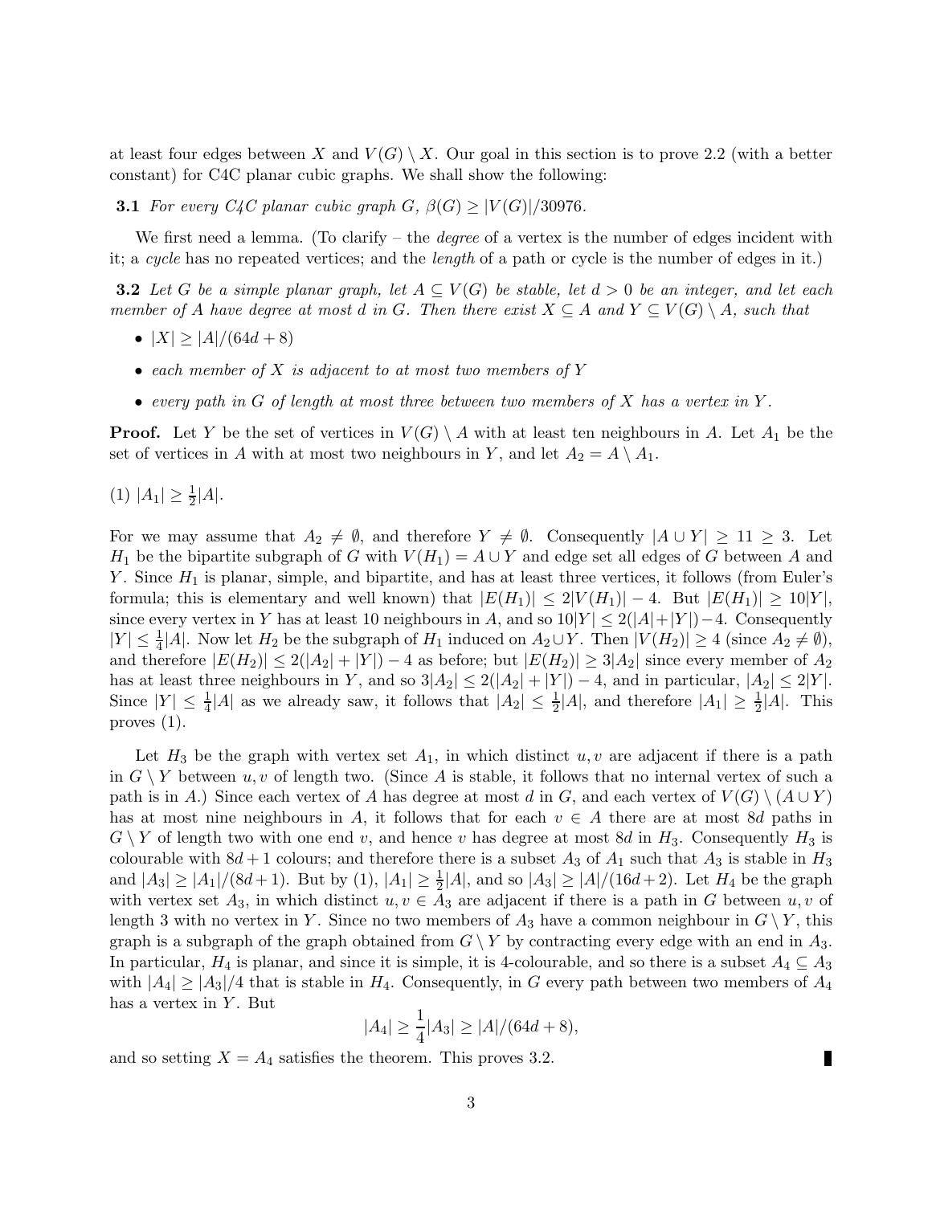at least four edges between $X$ and $V(G) \setminus X$. Our goal in this section is to prove 2.2 (with a better constant) for C4C planar cubic graphs. We shall show the following:

**3.1** *For every C4C planar cubic graph $G$, $\beta(G) \geq |V(G)|/30976$.*

We first need a lemma. (To clarify – the *degree* of a vertex is the number of edges incident with it; a *cycle* has no repeated vertices; and the *length* of a path or cycle is the number of edges in it.)

**3.2** *Let $G$ be a simple planar graph, let $A \subseteq V(G)$ be stable, let $d > 0$ be an integer, and let each member of $A$ have degree at most $d$ in $G$. Then there exist $X \subseteq A$ and $Y \subseteq V(G) \setminus A$, such that*

- *$|X| \geq |A|/(64d + 8)$*
- *each member of $X$ is adjacent to at most two members of $Y$*
- *every path in $G$ of length at most three between two members of $X$ has a vertex in $Y$.*

**Proof.** Let $Y$ be the set of vertices in $V(G) \setminus A$ with at least ten neighbours in $A$. Let $A_1$ be the set of vertices in $A$ with at most two neighbours in $Y$, and let $A_2 = A \setminus A_1$.

(1) $|A_1| \geq \frac{1}{2}|A|$.

For we may assume that $A_2 \neq \emptyset$, and therefore $Y \neq \emptyset$. Consequently $|A \cup Y| \geq 11 \geq 3$. Let $H_1$ be the bipartite subgraph of $G$ with $V(H_1) = A \cup Y$ and edge set all edges of $G$ between $A$ and $Y$. Since $H_1$ is planar, simple, and bipartite, and has at least three vertices, it follows (from Euler's formula; this is elementary and well known) that $|E(H_1)| \leq 2|V(H_1)| - 4$. But $|E(H_1)| \geq 10|Y|$, since every vertex in $Y$ has at least 10 neighbours in $A$, and so $10|Y| \leq 2(|A|+|Y|)-4$. Consequently $|Y| \leq \frac{1}{4}|A|$. Now let $H_2$ be the subgraph of $H_1$ induced on $A_2 \cup Y$. Then $|V(H_2)| \geq 4$ (since $A_2 \neq \emptyset$), and therefore $|E(H_2)| \leq 2(|A_2| + |Y|) - 4$ as before; but $|E(H_2)| \geq 3|A_2|$ since every member of $A_2$ has at least three neighbours in $Y$, and so $3|A_2| \leq 2(|A_2| + |Y|) - 4$, and in particular, $|A_2| \leq 2|Y|$. Since $|Y| \leq \frac{1}{4}|A|$ as we already saw, it follows that $|A_2| \leq \frac{1}{2}|A|$, and therefore $|A_1| \geq \frac{1}{2}|A|$. This proves (1).

Let $H_3$ be the graph with vertex set $A_1$, in which distinct $u, v$ are adjacent if there is a path in $G \setminus Y$ between $u, v$ of length two. (Since $A$ is stable, it follows that no internal vertex of such a path is in $A$.) Since each vertex of $A$ has degree at most $d$ in $G$, and each vertex of $V(G) \setminus (A \cup Y)$ has at most nine neighbours in $A$, it follows that for each $v \in A$ there are at most $8d$ paths in $G \setminus Y$ of length two with one end $v$, and hence $v$ has degree at most $8d$ in $H_3$. Consequently $H_3$ is colourable with $8d + 1$ colours; and therefore there is a subset $A_3$ of $A_1$ such that $A_3$ is stable in $H_3$ and $|A_3| \geq |A_1|/(8d+1)$. But by (1), $|A_1| \geq \frac{1}{2}|A|$, and so $|A_3| \geq |A|/(16d+2)$. Let $H_4$ be the graph with vertex set $A_3$, in which distinct $u, v \in A_3$ are adjacent if there is a path in $G$ between $u, v$ of length 3 with no vertex in $Y$. Since no two members of $A_3$ have a common neighbour in $G \setminus Y$, this graph is a subgraph of the graph obtained from $G \setminus Y$ by contracting every edge with an end in $A_3$. In particular, $H_4$ is planar, and since it is simple, it is 4-colourable, and so there is a subset $A_4 \subseteq A_3$ with $|A_4| \geq |A_3|/4$ that is stable in $H_4$. Consequently, in $G$ every path between two members of $A_4$ has a vertex in $Y$. But

$$|A_4| \geq \frac{1}{4}|A_3| \geq |A|/(64d + 8),$$

and so setting $X = A_4$ satisfies the theorem. This proves 3.2. ∎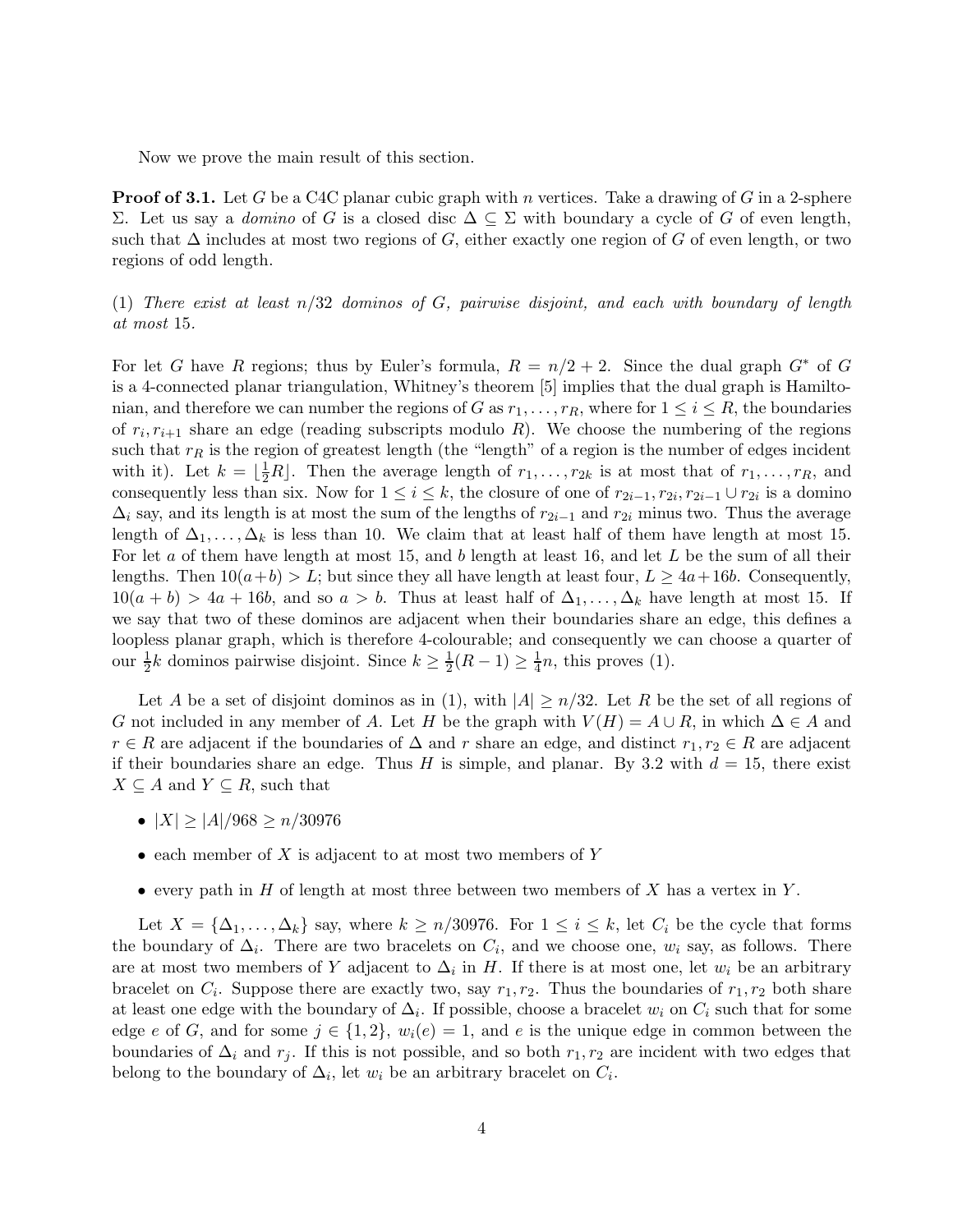Now we prove the main result of this section.

**Proof of 3.1.** Let $G$ be a C4C planar cubic graph with $n$ vertices. Take a drawing of $G$ in a 2-sphere $\Sigma$. Let us say a *domino* of $G$ is a closed disc $\Delta \subseteq \Sigma$ with boundary a cycle of $G$ of even length, such that $\Delta$ includes at most two regions of $G$, either exactly one region of $G$ of even length, or two regions of odd length.

(1) *There exist at least $n/32$ dominos of $G$, pairwise disjoint, and each with boundary of length at most 15.*

For let $G$ have $R$ regions; thus by Euler's formula, $R = n/2 + 2$. Since the dual graph $G^*$ of $G$ is a 4-connected planar triangulation, Whitney's theorem [5] implies that the dual graph is Hamiltonian, and therefore we can number the regions of $G$ as $r_1, \ldots, r_R$, where for $1 \leq i \leq R$, the boundaries of $r_i, r_{i+1}$ share an edge (reading subscripts modulo $R$). We choose the numbering of the regions such that $r_R$ is the region of greatest length (the "length" of a region is the number of edges incident with it). Let $k = \lfloor \frac{1}{2} R \rfloor$. Then the average length of $r_1, \ldots, r_{2k}$ is at most that of $r_1, \ldots, r_R$, and consequently less than six. Now for $1 \leq i \leq k$, the closure of one of $r_{2i-1}, r_{2i}, r_{2i-1} \cup r_{2i}$ is a domino $\Delta_i$ say, and its length is at most the sum of the lengths of $r_{2i-1}$ and $r_{2i}$ minus two. Thus the average length of $\Delta_1, \ldots, \Delta_k$ is less than 10. We claim that at least half of them have length at most 15. For let $a$ of them have length at most 15, and $b$ length at least 16, and let $L$ be the sum of all their lengths. Then $10(a+b) > L$; but since they all have length at least four, $L \geq 4a + 16b$. Consequently, $10(a+b) > 4a + 16b$, and so $a > b$. Thus at least half of $\Delta_1, \ldots, \Delta_k$ have length at most 15. If we say that two of these dominos are adjacent when their boundaries share an edge, this defines a loopless planar graph, which is therefore 4-colourable; and consequently we can choose a quarter of our $\frac{1}{2}k$ dominos pairwise disjoint. Since $k \geq \frac{1}{2}(R-1) \geq \frac{1}{4}n$, this proves (1).

Let $A$ be a set of disjoint dominos as in (1), with $|A| \geq n/32$. Let $R$ be the set of all regions of $G$ not included in any member of $A$. Let $H$ be the graph with $V(H) = A \cup R$, in which $\Delta \in A$ and $r \in R$ are adjacent if the boundaries of $\Delta$ and $r$ share an edge, and distinct $r_1, r_2 \in R$ are adjacent if their boundaries share an edge. Thus $H$ is simple, and planar. By 3.2 with $d = 15$, there exist $X \subseteq A$ and $Y \subseteq R$, such that

- $|X| \geq |A|/968 \geq n/30976$
- each member of $X$ is adjacent to at most two members of $Y$
- every path in $H$ of length at most three between two members of $X$ has a vertex in $Y$.

Let $X = \{\Delta_1, \ldots, \Delta_k\}$ say, where $k \geq n/30976$. For $1 \leq i \leq k$, let $C_i$ be the cycle that forms the boundary of $\Delta_i$. There are two bracelets on $C_i$, and we choose one, $w_i$ say, as follows. There are at most two members of $Y$ adjacent to $\Delta_i$ in $H$. If there is at most one, let $w_i$ be an arbitrary bracelet on $C_i$. Suppose there are exactly two, say $r_1, r_2$. Thus the boundaries of $r_1, r_2$ both share at least one edge with the boundary of $\Delta_i$. If possible, choose a bracelet $w_i$ on $C_i$ such that for some edge $e$ of $G$, and for some $j \in \{1, 2\}$, $w_i(e) = 1$, and $e$ is the unique edge in common between the boundaries of $\Delta_i$ and $r_j$. If this is not possible, and so both $r_1, r_2$ are incident with two edges that belong to the boundary of $\Delta_i$, let $w_i$ be an arbitrary bracelet on $C_i$.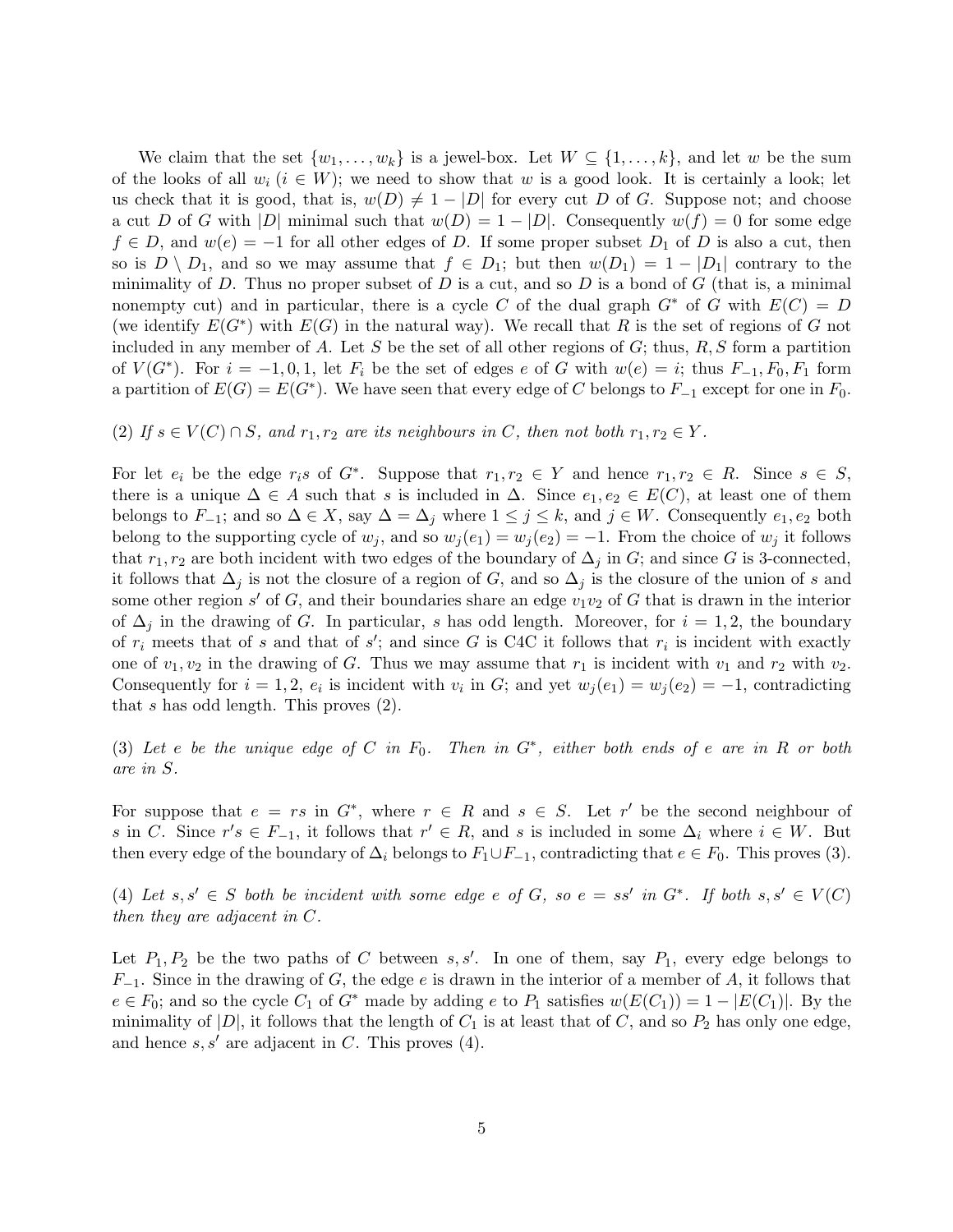We claim that the set $\{w_1, \ldots, w_k\}$ is a jewel-box. Let $W \subseteq \{1, \ldots, k\}$, and let $w$ be the sum of the looks of all $w_i$ ($i \in W$); we need to show that $w$ is a good look. It is certainly a look; let us check that it is good, that is, $w(D) \neq 1 - |D|$ for every cut $D$ of $G$. Suppose not; and choose a cut $D$ of $G$ with $|D|$ minimal such that $w(D) = 1 - |D|$. Consequently $w(f) = 0$ for some edge $f \in D$, and $w(e) = -1$ for all other edges of $D$. If some proper subset $D_1$ of $D$ is also a cut, then so is $D \setminus D_1$, and so we may assume that $f \in D_1$; but then $w(D_1) = 1 - |D_1|$ contrary to the minimality of $D$. Thus no proper subset of $D$ is a cut, and so $D$ is a bond of $G$ (that is, a minimal nonempty cut) and in particular, there is a cycle $C$ of the dual graph $G^*$ of $G$ with $E(C) = D$ (we identify $E(G^*)$ with $E(G)$ in the natural way). We recall that $R$ is the set of regions of $G$ not included in any member of $A$. Let $S$ be the set of all other regions of $G$; thus, $R, S$ form a partition of $V(G^*)$. For $i = -1, 0, 1$, let $F_i$ be the set of edges $e$ of $G$ with $w(e) = i$; thus $F_{-1}, F_0, F_1$ form a partition of $E(G) = E(G^*)$. We have seen that every edge of $C$ belongs to $F_{-1}$ except for one in $F_0$.

(2) *If $s \in V(C) \cap S$, and $r_1, r_2$ are its neighbours in $C$, then not both $r_1, r_2 \in Y$.*

For let $e_i$ be the edge $r_i s$ of $G^*$. Suppose that $r_1, r_2 \in Y$ and hence $r_1, r_2 \in R$. Since $s \in S$, there is a unique $\Delta \in A$ such that $s$ is included in $\Delta$. Since $e_1, e_2 \in E(C)$, at least one of them belongs to $F_{-1}$; and so $\Delta \in X$, say $\Delta = \Delta_j$ where $1 \leq j \leq k$, and $j \in W$. Consequently $e_1, e_2$ both belong to the supporting cycle of $w_j$, and so $w_j(e_1) = w_j(e_2) = -1$. From the choice of $w_j$ it follows that $r_1, r_2$ are both incident with two edges of the boundary of $\Delta_j$ in $G$; and since $G$ is 3-connected, it follows that $\Delta_j$ is not the closure of a region of $G$, and so $\Delta_j$ is the closure of the union of $s$ and some other region $s'$ of $G$, and their boundaries share an edge $v_1 v_2$ of $G$ that is drawn in the interior of $\Delta_j$ in the drawing of $G$. In particular, $s$ has odd length. Moreover, for $i = 1, 2$, the boundary of $r_i$ meets that of $s$ and that of $s'$; and since $G$ is C4C it follows that $r_i$ is incident with exactly one of $v_1, v_2$ in the drawing of $G$. Thus we may assume that $r_1$ is incident with $v_1$ and $r_2$ with $v_2$. Consequently for $i = 1, 2$, $e_i$ is incident with $v_i$ in $G$; and yet $w_j(e_1) = w_j(e_2) = -1$, contradicting that $s$ has odd length. This proves (2).

(3) *Let $e$ be the unique edge of $C$ in $F_0$. Then in $G^*$, either both ends of $e$ are in $R$ or both are in $S$.*

For suppose that $e = rs$ in $G^*$, where $r \in R$ and $s \in S$. Let $r'$ be the second neighbour of $s$ in $C$. Since $r's \in F_{-1}$, it follows that $r' \in R$, and $s$ is included in some $\Delta_i$ where $i \in W$. But then every edge of the boundary of $\Delta_i$ belongs to $F_1 \cup F_{-1}$, contradicting that $e \in F_0$. This proves (3).

(4) *Let $s, s' \in S$ both be incident with some edge $e$ of $G$, so $e = ss'$ in $G^*$. If both $s, s' \in V(C)$ then they are adjacent in $C$.*

Let $P_1, P_2$ be the two paths of $C$ between $s, s'$. In one of them, say $P_1$, every edge belongs to $F_{-1}$. Since in the drawing of $G$, the edge $e$ is drawn in the interior of a member of $A$, it follows that $e \in F_0$; and so the cycle $C_1$ of $G^*$ made by adding $e$ to $P_1$ satisfies $w(E(C_1)) = 1 - |E(C_1)|$. By the minimality of $|D|$, it follows that the length of $C_1$ is at least that of $C$, and so $P_2$ has only one edge, and hence $s, s'$ are adjacent in $C$. This proves (4).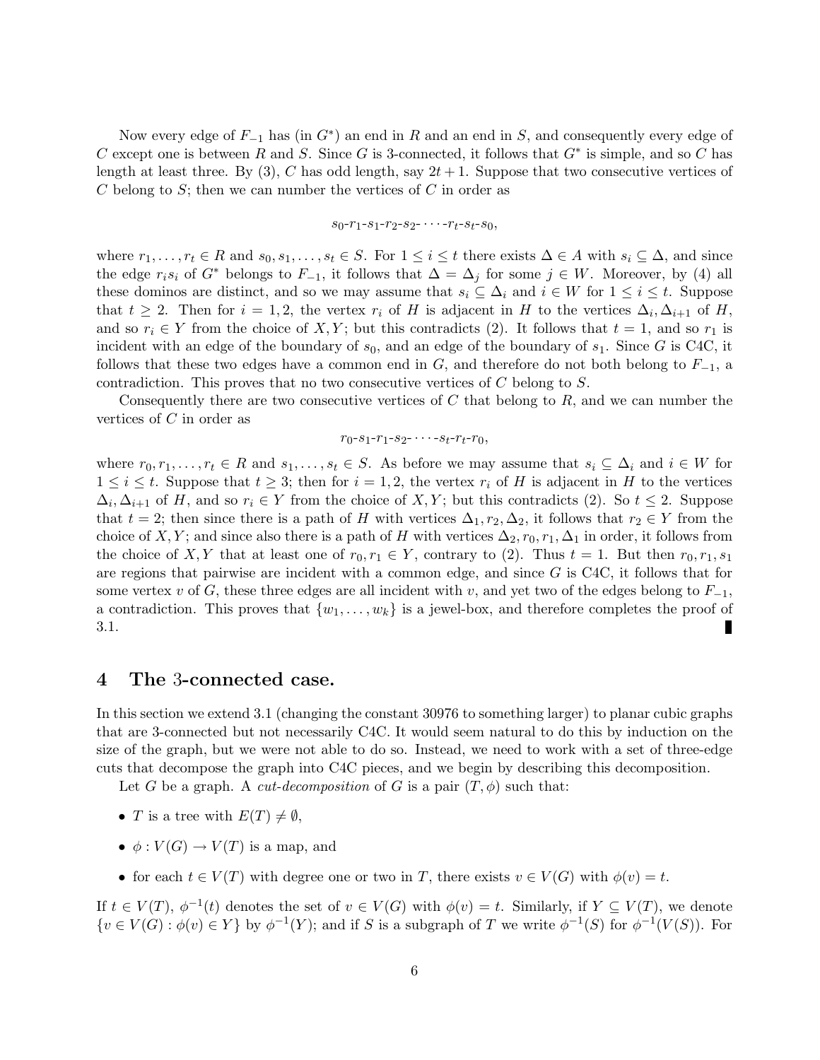Now every edge of $F_{-1}$ has (in $G^*$) an end in $R$ and an end in $S$, and consequently every edge of $C$ except one is between $R$ and $S$. Since $G$ is 3-connected, it follows that $G^*$ is simple, and so $C$ has length at least three. By (3), $C$ has odd length, say $2t+1$. Suppose that two consecutive vertices of $C$ belong to $S$; then we can number the vertices of $C$ in order as

$$s_0\text{-}r_1\text{-}s_1\text{-}r_2\text{-}s_2\text{-}\cdots\text{-}r_t\text{-}s_t\text{-}s_0,$$

where $r_1, \ldots, r_t \in R$ and $s_0, s_1, \ldots, s_t \in S$. For $1 \le i \le t$ there exists $\Delta \in A$ with $s_i \subseteq \Delta$, and since the edge $r_i s_i$ of $G^*$ belongs to $F_{-1}$, it follows that $\Delta = \Delta_j$ for some $j \in W$. Moreover, by (4) all these dominos are distinct, and so we may assume that $s_i \subseteq \Delta_i$ and $i \in W$ for $1 \le i \le t$. Suppose that $t \ge 2$. Then for $i = 1, 2$, the vertex $r_i$ of $H$ is adjacent in $H$ to the vertices $\Delta_i, \Delta_{i+1}$ of $H$, and so $r_i \in Y$ from the choice of $X, Y$; but this contradicts (2). It follows that $t = 1$, and so $r_1$ is incident with an edge of the boundary of $s_0$, and an edge of the boundary of $s_1$. Since $G$ is C4C, it follows that these two edges have a common end in $G$, and therefore do not both belong to $F_{-1}$, a contradiction. This proves that no two consecutive vertices of $C$ belong to $S$.

Consequently there are two consecutive vertices of $C$ that belong to $R$, and we can number the vertices of $C$ in order as

$$r_0\text{-}s_1\text{-}r_1\text{-}s_2\text{-}\cdots\text{-}s_t\text{-}r_t\text{-}r_0,$$

where $r_0, r_1, \ldots, r_t \in R$ and $s_1, \ldots, s_t \in S$. As before we may assume that $s_i \subseteq \Delta_i$ and $i \in W$ for $1 \le i \le t$. Suppose that $t \ge 3$; then for $i = 1, 2$, the vertex $r_i$ of $H$ is adjacent in $H$ to the vertices $\Delta_i, \Delta_{i+1}$ of $H$, and so $r_i \in Y$ from the choice of $X, Y$; but this contradicts (2). So $t \le 2$. Suppose that $t = 2$; then since there is a path of $H$ with vertices $\Delta_1, r_2, \Delta_2$, it follows that $r_2 \in Y$ from the choice of $X, Y$; and since also there is a path of $H$ with vertices $\Delta_2, r_0, r_1, \Delta_1$ in order, it follows from the choice of $X, Y$ that at least one of $r_0, r_1 \in Y$, contrary to (2). Thus $t = 1$. But then $r_0, r_1, s_1$ are regions that pairwise are incident with a common edge, and since $G$ is C4C, it follows that for some vertex $v$ of $G$, these three edges are all incident with $v$, and yet two of the edges belong to $F_{-1}$, a contradiction. This proves that $\{w_1, \ldots, w_k\}$ is a jewel-box, and therefore completes the proof of 3.1. ∎

## 4 The 3-connected case.

In this section we extend 3.1 (changing the constant 30976 to something larger) to planar cubic graphs that are 3-connected but not necessarily C4C. It would seem natural to do this by induction on the size of the graph, but we were not able to do so. Instead, we need to work with a set of three-edge cuts that decompose the graph into C4C pieces, and we begin by describing this decomposition.

Let $G$ be a graph. A *cut-decomposition* of $G$ is a pair $(T, \phi)$ such that:

- $T$ is a tree with $E(T) \neq \emptyset$,
- $\phi : V(G) \to V(T)$ is a map, and
- for each $t \in V(T)$ with degree one or two in $T$, there exists $v \in V(G)$ with $\phi(v) = t$.

If $t \in V(T)$, $\phi^{-1}(t)$ denotes the set of $v \in V(G)$ with $\phi(v) = t$. Similarly, if $Y \subseteq V(T)$, we denote $\{v \in V(G) : \phi(v) \in Y\}$ by $\phi^{-1}(Y)$; and if $S$ is a subgraph of $T$ we write $\phi^{-1}(S)$ for $\phi^{-1}(V(S))$. For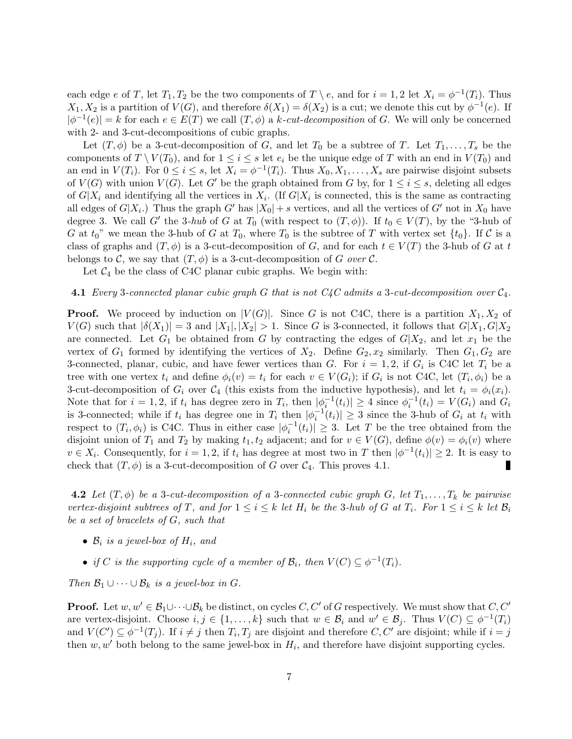each edge $e$ of $T$, let $T_1, T_2$ be the two components of $T \setminus e$, and for $i = 1, 2$ let $X_i = \phi^{-1}(T_i)$. Thus $X_1, X_2$ is a partition of $V(G)$, and therefore $\delta(X_1) = \delta(X_2)$ is a cut; we denote this cut by $\phi^{-1}(e)$. If $|\phi^{-1}(e)| = k$ for each $e \in E(T)$ we call $(T, \phi)$ a *$k$-cut-decomposition* of $G$. We will only be concerned with 2- and 3-cut-decompositions of cubic graphs.

Let $(T, \phi)$ be a 3-cut-decomposition of $G$, and let $T_0$ be a subtree of $T$. Let $T_1, \ldots, T_s$ be the components of $T \setminus V(T_0)$, and for $1 \leq i \leq s$ let $e_i$ be the unique edge of $T$ with an end in $V(T_0)$ and an end in $V(T_i)$. For $0 \leq i \leq s$, let $X_i = \phi^{-1}(T_i)$. Thus $X_0, X_1, \ldots, X_s$ are pairwise disjoint subsets of $V(G)$ with union $V(G)$. Let $G'$ be the graph obtained from $G$ by, for $1 \leq i \leq s$, deleting all edges of $G|X_i$ and identifying all the vertices in $X_i$. (If $G|X_i$ is connected, this is the same as contracting all edges of $G|X_i$.) Thus the graph $G'$ has $|X_0| + s$ vertices, and all the vertices of $G'$ not in $X_0$ have degree 3. We call $G'$ the *3-hub* of $G$ at $T_0$ (with respect to $(T, \phi)$). If $t_0 \in V(T)$, by the "3-hub of $G$ at $t_0$" we mean the 3-hub of $G$ at $T_0$, where $T_0$ is the subtree of $T$ with vertex set $\{t_0\}$. If $\mathcal{C}$ is a class of graphs and $(T, \phi)$ is a 3-cut-decomposition of $G$, and for each $t \in V(T)$ the 3-hub of $G$ at $t$ belongs to $\mathcal{C}$, we say that $(T, \phi)$ is a 3-cut-decomposition of $G$ *over* $\mathcal{C}$.

Let $\mathcal{C}_4$ be the class of C4C planar cubic graphs. We begin with:

**4.1** *Every 3-connected planar cubic graph $G$ that is not C4C admits a 3-cut-decomposition over $\mathcal{C}_4$.*

**Proof.** We proceed by induction on $|V(G)|$. Since $G$ is not C4C, there is a partition $X_1, X_2$ of $V(G)$ such that $|\delta(X_1)| = 3$ and $|X_1|, |X_2| > 1$. Since $G$ is 3-connected, it follows that $G|X_1, G|X_2$ are connected. Let $G_1$ be obtained from $G$ by contracting the edges of $G|X_2$, and let $x_1$ be the vertex of $G_1$ formed by identifying the vertices of $X_2$. Define $G_2, x_2$ similarly. Then $G_1, G_2$ are 3-connected, planar, cubic, and have fewer vertices than $G$. For $i = 1, 2$, if $G_i$ is C4C let $T_i$ be a tree with one vertex $t_i$ and define $\phi_i(v) = t_i$ for each $v \in V(G_i)$; if $G_i$ is not C4C, let $(T_i, \phi_i)$ be a 3-cut-decomposition of $G_i$ over $\mathcal{C}_4$ (this exists from the inductive hypothesis), and let $t_i = \phi_i(x_i)$. Note that for $i = 1, 2$, if $t_i$ has degree zero in $T_i$, then $|\phi_i^{-1}(t_i)| \geq 4$ since $\phi_i^{-1}(t_i) = V(G_i)$ and $G_i$ is 3-connected; while if $t_i$ has degree one in $T_i$ then $|\phi_i^{-1}(t_i)| \geq 3$ since the 3-hub of $G_i$ at $t_i$ with respect to $(T_i, \phi_i)$ is C4C. Thus in either case $|\phi_i^{-1}(t_i)| \geq 3$. Let $T$ be the tree obtained from the disjoint union of $T_1$ and $T_2$ by making $t_1, t_2$ adjacent; and for $v \in V(G)$, define $\phi(v) = \phi_i(v)$ where $v \in X_i$. Consequently, for $i = 1, 2$, if $t_i$ has degree at most two in $T$ then $|\phi^{-1}(t_i)| \geq 2$. It is easy to check that $(T, \phi)$ is a 3-cut-decomposition of $G$ over $\mathcal{C}_4$. This proves 4.1. ∎

**4.2** *Let $(T, \phi)$ be a 3-cut-decomposition of a 3-connected cubic graph $G$, let $T_1, \ldots, T_k$ be pairwise vertex-disjoint subtrees of $T$, and for $1 \leq i \leq k$ let $H_i$ be the 3-hub of $G$ at $T_i$. For $1 \leq i \leq k$ let $\mathcal{B}_i$ be a set of bracelets of $G$, such that*

- *$\mathcal{B}_i$ is a jewel-box of $H_i$, and*
- *if $C$ is the supporting cycle of a member of $\mathcal{B}_i$, then $V(C) \subseteq \phi^{-1}(T_i)$.*

*Then $\mathcal{B}_1 \cup \cdots \cup \mathcal{B}_k$ is a jewel-box in $G$.*

**Proof.** Let $w, w' \in \mathcal{B}_1 \cup \cdots \cup \mathcal{B}_k$ be distinct, on cycles $C, C'$ of $G$ respectively. We must show that $C, C'$ are vertex-disjoint. Choose $i, j \in \{1, \ldots, k\}$ such that $w \in \mathcal{B}_i$ and $w' \in \mathcal{B}_j$. Thus $V(C) \subseteq \phi^{-1}(T_i)$ and $V(C') \subseteq \phi^{-1}(T_j)$. If $i \neq j$ then $T_i, T_j$ are disjoint and therefore $C, C'$ are disjoint; while if $i = j$ then $w, w'$ both belong to the same jewel-box in $H_i$, and therefore have disjoint supporting cycles.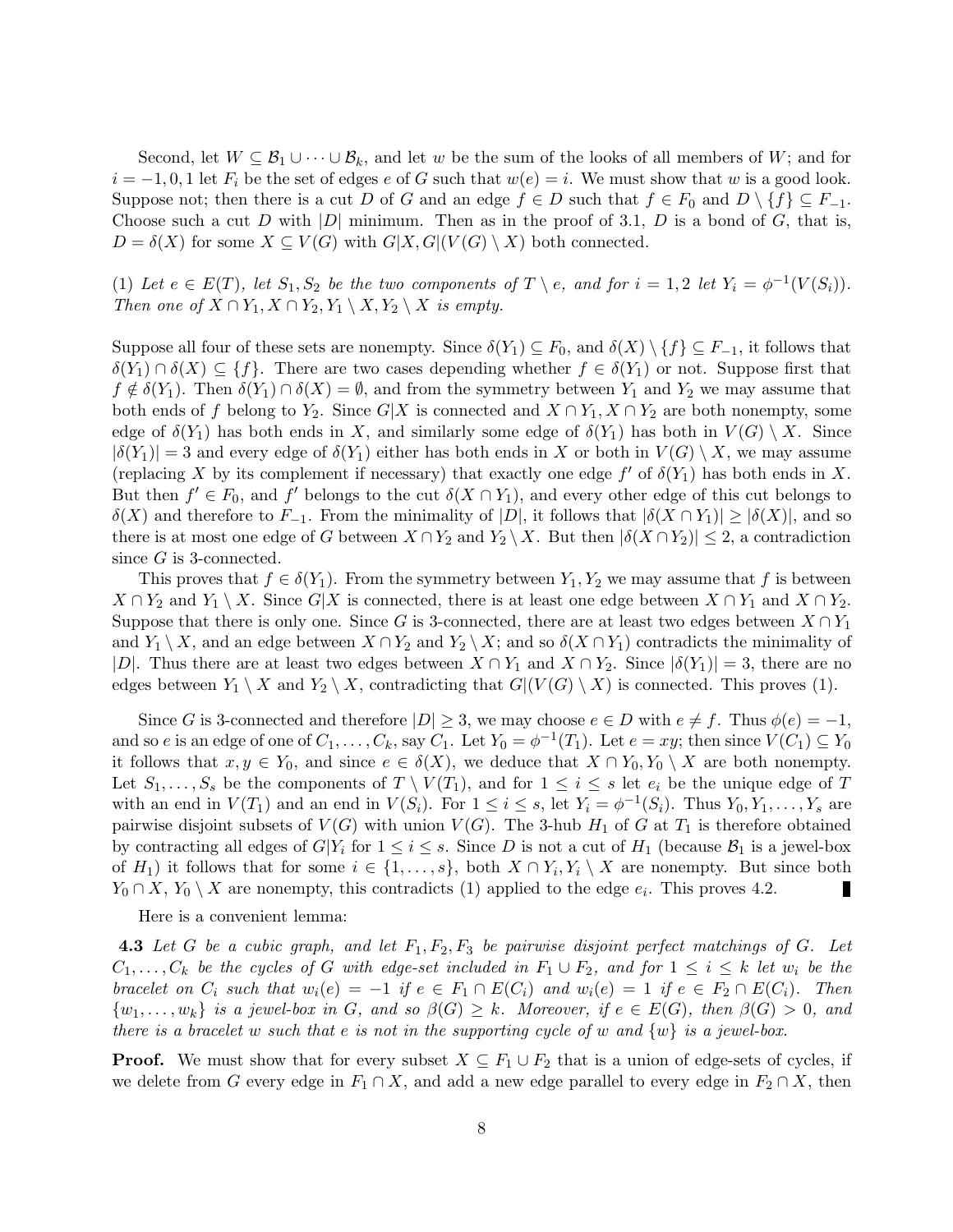Second, let $W \subseteq \mathcal{B}_1 \cup \cdots \cup \mathcal{B}_k$, and let $w$ be the sum of the looks of all members of $W$; and for $i = -1, 0, 1$ let $F_i$ be the set of edges $e$ of $G$ such that $w(e) = i$. We must show that $w$ is a good look. Suppose not; then there is a cut $D$ of $G$ and an edge $f \in D$ such that $f \in F_0$ and $D \setminus \{f\} \subseteq F_{-1}$. Choose such a cut $D$ with $|D|$ minimum. Then as in the proof of 3.1, $D$ is a bond of $G$, that is, $D = \delta(X)$ for some $X \subseteq V(G)$ with $G|X, G|(V(G) \setminus X)$ both connected.

(1) *Let $e \in E(T)$, let $S_1, S_2$ be the two components of $T \setminus e$, and for $i = 1, 2$ let $Y_i = \phi^{-1}(V(S_i))$. Then one of $X \cap Y_1, X \cap Y_2, Y_1 \setminus X, Y_2 \setminus X$ is empty.*

Suppose all four of these sets are nonempty. Since $\delta(Y_1) \subseteq F_0$, and $\delta(X) \setminus \{f\} \subseteq F_{-1}$, it follows that $\delta(Y_1) \cap \delta(X) \subseteq \{f\}$. There are two cases depending whether $f \in \delta(Y_1)$ or not. Suppose first that $f \notin \delta(Y_1)$. Then $\delta(Y_1) \cap \delta(X) = \emptyset$, and from the symmetry between $Y_1$ and $Y_2$ we may assume that both ends of $f$ belong to $Y_2$. Since $G|X$ is connected and $X \cap Y_1, X \cap Y_2$ are both nonempty, some edge of $\delta(Y_1)$ has both ends in $X$, and similarly some edge of $\delta(Y_1)$ has both in $V(G) \setminus X$. Since $|\delta(Y_1)| = 3$ and every edge of $\delta(Y_1)$ either has both ends in $X$ or both in $V(G) \setminus X$, we may assume (replacing $X$ by its complement if necessary) that exactly one edge $f'$ of $\delta(Y_1)$ has both ends in $X$. But then $f' \in F_0$, and $f'$ belongs to the cut $\delta(X \cap Y_1)$, and every other edge of this cut belongs to $\delta(X)$ and therefore to $F_{-1}$. From the minimality of $|D|$, it follows that $|\delta(X \cap Y_1)| \geq |\delta(X)|$, and so there is at most one edge of $G$ between $X \cap Y_2$ and $Y_2 \setminus X$. But then $|\delta(X \cap Y_2)| \leq 2$, a contradiction since $G$ is 3-connected.

This proves that $f \in \delta(Y_1)$. From the symmetry between $Y_1, Y_2$ we may assume that $f$ is between $X \cap Y_2$ and $Y_1 \setminus X$. Since $G|X$ is connected, there is at least one edge between $X \cap Y_1$ and $X \cap Y_2$. Suppose that there is only one. Since $G$ is 3-connected, there are at least two edges between $X \cap Y_1$ and $Y_1 \setminus X$, and an edge between $X \cap Y_2$ and $Y_2 \setminus X$; and so $\delta(X \cap Y_1)$ contradicts the minimality of $|D|$. Thus there are at least two edges between $X \cap Y_1$ and $X \cap Y_2$. Since $|\delta(Y_1)| = 3$, there are no edges between $Y_1 \setminus X$ and $Y_2 \setminus X$, contradicting that $G|(V(G) \setminus X)$ is connected. This proves (1).

Since $G$ is 3-connected and therefore $|D| \geq 3$, we may choose $e \in D$ with $e \neq f$. Thus $\phi(e) = -1$, and so $e$ is an edge of one of $C_1, \ldots, C_k$, say $C_1$. Let $Y_0 = \phi^{-1}(T_1)$. Let $e = xy$; then since $V(C_1) \subseteq Y_0$ it follows that $x, y \in Y_0$, and since $e \in \delta(X)$, we deduce that $X \cap Y_0, Y_0 \setminus X$ are both nonempty. Let $S_1, \ldots, S_s$ be the components of $T \setminus V(T_1)$, and for $1 \leq i \leq s$ let $e_i$ be the unique edge of $T$ with an end in $V(T_1)$ and an end in $V(S_i)$. For $1 \leq i \leq s$, let $Y_i = \phi^{-1}(S_i)$. Thus $Y_0, Y_1, \ldots, Y_s$ are pairwise disjoint subsets of $V(G)$ with union $V(G)$. The 3-hub $H_1$ of $G$ at $T_1$ is therefore obtained by contracting all edges of $G|Y_i$ for $1 \leq i \leq s$. Since $D$ is not a cut of $H_1$ (because $\mathcal{B}_1$ is a jewel-box of $H_1$) it follows that for some $i \in \{1, \ldots, s\}$, both $X \cap Y_i, Y_i \setminus X$ are nonempty. But since both $Y_0 \cap X$, $Y_0 \setminus X$ are nonempty, this contradicts (1) applied to the edge $e_i$. This proves 4.2. ∎

Here is a convenient lemma:

**4.3** *Let $G$ be a cubic graph, and let $F_1, F_2, F_3$ be pairwise disjoint perfect matchings of $G$. Let $C_1, \ldots, C_k$ be the cycles of $G$ with edge-set included in $F_1 \cup F_2$, and for $1 \leq i \leq k$ let $w_i$ be the bracelet on $C_i$ such that $w_i(e) = -1$ if $e \in F_1 \cap E(C_i)$ and $w_i(e) = 1$ if $e \in F_2 \cap E(C_i)$. Then $\{w_1, \ldots, w_k\}$ is a jewel-box in $G$, and so $\beta(G) \geq k$. Moreover, if $e \in E(G)$, then $\beta(G) > 0$, and there is a bracelet $w$ such that $e$ is not in the supporting cycle of $w$ and $\{w\}$ is a jewel-box.*

**Proof.** We must show that for every subset $X \subseteq F_1 \cup F_2$ that is a union of edge-sets of cycles, if we delete from $G$ every edge in $F_1 \cap X$, and add a new edge parallel to every edge in $F_2 \cap X$, then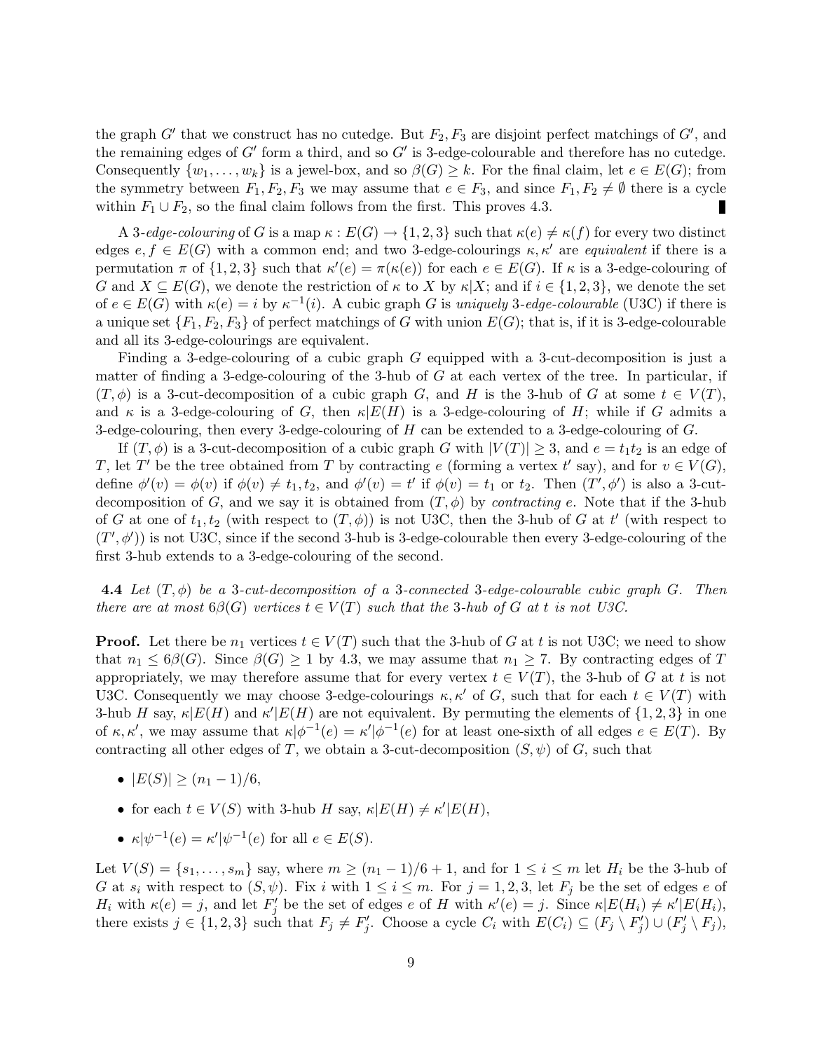the graph $G'$ that we construct has no cutedge. But $F_2, F_3$ are disjoint perfect matchings of $G'$, and the remaining edges of $G'$ form a third, and so $G'$ is 3-edge-colourable and therefore has no cutedge. Consequently $\{w_1, \dots, w_k\}$ is a jewel-box, and so $\beta(G) \geq k$. For the final claim, let $e \in E(G)$; from the symmetry between $F_1, F_2, F_3$ we may assume that $e \in F_3$, and since $F_1, F_2 \neq \emptyset$ there is a cycle within $F_1 \cup F_2$, so the final claim follows from the first. This proves 4.3. ∎

A 3-*edge-colouring* of $G$ is a map $\kappa : E(G) \to \{1, 2, 3\}$ such that $\kappa(e) \neq \kappa(f)$ for every two distinct edges $e, f \in E(G)$ with a common end; and two 3-edge-colourings $\kappa, \kappa'$ are *equivalent* if there is a permutation $\pi$ of $\{1, 2, 3\}$ such that $\kappa'(e) = \pi(\kappa(e))$ for each $e \in E(G)$. If $\kappa$ is a 3-edge-colouring of $G$ and $X \subseteq E(G)$, we denote the restriction of $\kappa$ to $X$ by $\kappa|X$; and if $i \in \{1, 2, 3\}$, we denote the set of $e \in E(G)$ with $\kappa(e) = i$ by $\kappa^{-1}(i)$. A cubic graph $G$ is *uniquely* 3-*edge-colourable* (U3C) if there is a unique set $\{F_1, F_2, F_3\}$ of perfect matchings of $G$ with union $E(G)$; that is, if it is 3-edge-colourable and all its 3-edge-colourings are equivalent.

Finding a 3-edge-colouring of a cubic graph $G$ equipped with a 3-cut-decomposition is just a matter of finding a 3-edge-colouring of the 3-hub of $G$ at each vertex of the tree. In particular, if $(T, \phi)$ is a 3-cut-decomposition of a cubic graph $G$, and $H$ is the 3-hub of $G$ at some $t \in V(T)$, and $\kappa$ is a 3-edge-colouring of $G$, then $\kappa|E(H)$ is a 3-edge-colouring of $H$; while if $G$ admits a 3-edge-colouring, then every 3-edge-colouring of $H$ can be extended to a 3-edge-colouring of $G$.

If $(T, \phi)$ is a 3-cut-decomposition of a cubic graph $G$ with $|V(T)| \geq 3$, and $e = t_1t_2$ is an edge of $T$, let $T'$ be the tree obtained from $T$ by contracting $e$ (forming a vertex $t'$ say), and for $v \in V(G)$, define $\phi'(v) = \phi(v)$ if $\phi(v) \neq t_1, t_2$, and $\phi'(v) = t'$ if $\phi(v) = t_1$ or $t_2$. Then $(T', \phi')$ is also a 3-cut-decomposition of $G$, and we say it is obtained from $(T, \phi)$ by *contracting* $e$. Note that if the 3-hub of $G$ at one of $t_1, t_2$ (with respect to $(T, \phi)$) is not U3C, then the 3-hub of $G$ at $t'$ (with respect to $(T', \phi')$) is not U3C, since if the second 3-hub is 3-edge-colourable then every 3-edge-colouring of the first 3-hub extends to a 3-edge-colouring of the second.

**4.4** *Let $(T, \phi)$ be a 3-cut-decomposition of a 3-connected 3-edge-colourable cubic graph $G$. Then there are at most $6\beta(G)$ vertices $t \in V(T)$ such that the 3-hub of $G$ at $t$ is not U3C.*

**Proof.** Let there be $n_1$ vertices $t \in V(T)$ such that the 3-hub of $G$ at $t$ is not U3C; we need to show that $n_1 \leq 6\beta(G)$. Since $\beta(G) \geq 1$ by 4.3, we may assume that $n_1 \geq 7$. By contracting edges of $T$ appropriately, we may therefore assume that for every vertex $t \in V(T)$, the 3-hub of $G$ at $t$ is not U3C. Consequently we may choose 3-edge-colourings $\kappa, \kappa'$ of $G$, such that for each $t \in V(T)$ with 3-hub $H$ say, $\kappa|E(H)$ and $\kappa'|E(H)$ are not equivalent. By permuting the elements of $\{1, 2, 3\}$ in one of $\kappa, \kappa'$, we may assume that $\kappa|\phi^{-1}(e) = \kappa'|\phi^{-1}(e)$ for at least one-sixth of all edges $e \in E(T)$. By contracting all other edges of $T$, we obtain a 3-cut-decomposition $(S, \psi)$ of $G$, such that

- $|E(S)| \geq (n_1 - 1)/6$,
- for each $t \in V(S)$ with 3-hub $H$ say, $\kappa|E(H) \neq \kappa'|E(H)$,
- $\kappa|\psi^{-1}(e) = \kappa'|\psi^{-1}(e)$ for all $e \in E(S)$.

Let $V(S) = \{s_1, \dots, s_m\}$ say, where $m \geq (n_1 - 1)/6 + 1$, and for $1 \leq i \leq m$ let $H_i$ be the 3-hub of $G$ at $s_i$ with respect to $(S, \psi)$. Fix $i$ with $1 \leq i \leq m$. For $j = 1, 2, 3$, let $F_j$ be the set of edges $e$ of $H_i$ with $\kappa(e) = j$, and let $F'_j$ be the set of edges $e$ of $H$ with $\kappa'(e) = j$. Since $\kappa|E(H_i) \neq \kappa'|E(H_i)$, there exists $j \in \{1, 2, 3\}$ such that $F_j \neq F'_j$. Choose a cycle $C_i$ with $E(C_i) \subseteq (F_j \setminus F'_j) \cup (F'_j \setminus F_j)$,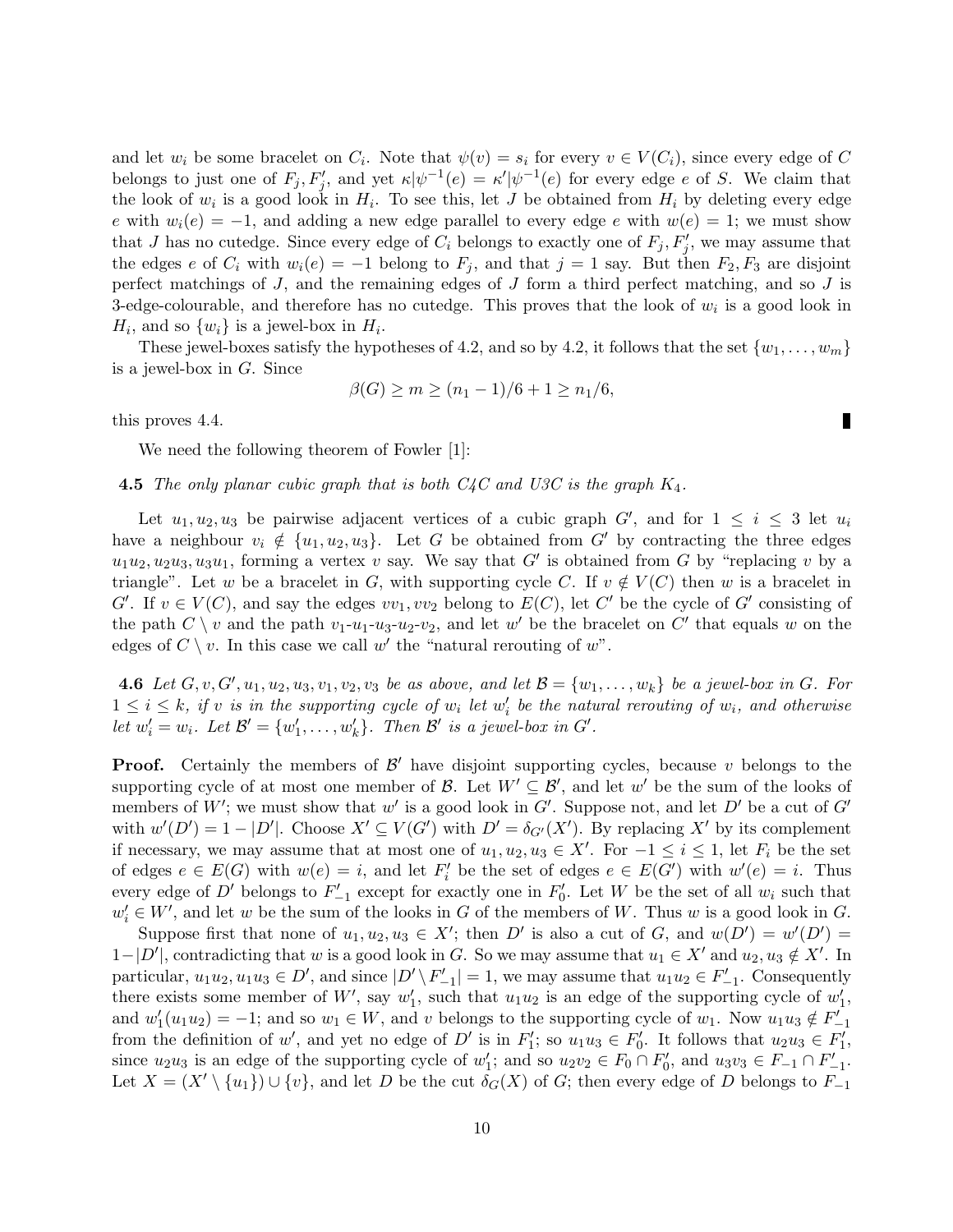and let $w_i$ be some bracelet on $C_i$. Note that $\psi(v) = s_i$ for every $v \in V(C_i)$, since every edge of $C$ belongs to just one of $F_j, F'_j$, and yet $\kappa|\psi^{-1}(e) = \kappa'|\psi^{-1}(e)$ for every edge $e$ of $S$. We claim that the look of $w_i$ is a good look in $H_i$. To see this, let $J$ be obtained from $H_i$ by deleting every edge $e$ with $w_i(e) = -1$, and adding a new edge parallel to every edge $e$ with $w(e) = 1$; we must show that $J$ has no cutedge. Since every edge of $C_i$ belongs to exactly one of $F_j, F'_j$, we may assume that the edges $e$ of $C_i$ with $w_i(e) = -1$ belong to $F_j$, and that $j = 1$ say. But then $F_2, F_3$ are disjoint perfect matchings of $J$, and the remaining edges of $J$ form a third perfect matching, and so $J$ is 3-edge-colourable, and therefore has no cutedge. This proves that the look of $w_i$ is a good look in $H_i$, and so $\{w_i\}$ is a jewel-box in $H_i$.

These jewel-boxes satisfy the hypotheses of 4.2, and so by 4.2, it follows that the set $\{w_1, \ldots, w_m\}$ is a jewel-box in $G$. Since

$$\beta(G) \geq m \geq (n_1 - 1)/6 + 1 \geq n_1/6,$$

this proves 4.4. ∎

We need the following theorem of Fowler [1]:

**4.5** *The only planar cubic graph that is both C4C and U3C is the graph $K_4$.*

Let $u_1, u_2, u_3$ be pairwise adjacent vertices of a cubic graph $G'$, and for $1 \leq i \leq 3$ let $u_i$ have a neighbour $v_i \notin \{u_1, u_2, u_3\}$. Let $G$ be obtained from $G'$ by contracting the three edges $u_1u_2, u_2u_3, u_3u_1$, forming a vertex $v$ say. We say that $G'$ is obtained from $G$ by "replacing $v$ by a triangle". Let $w$ be a bracelet in $G$, with supporting cycle $C$. If $v \notin V(C)$ then $w$ is a bracelet in $G'$. If $v \in V(C)$, and say the edges $vv_1, vv_2$ belong to $E(C)$, let $C'$ be the cycle of $G'$ consisting of the path $C \setminus v$ and the path $v_1$-$u_1$-$u_3$-$u_2$-$v_2$, and let $w'$ be the bracelet on $C'$ that equals $w$ on the edges of $C \setminus v$. In this case we call $w'$ the "natural rerouting of $w$".

**4.6** *Let $G, v, G', u_1, u_2, u_3, v_1, v_2, v_3$ be as above, and let $\mathcal{B} = \{w_1, \ldots, w_k\}$ be a jewel-box in $G$. For $1 \leq i \leq k$, if $v$ is in the supporting cycle of $w_i$ let $w'_i$ be the natural rerouting of $w_i$, and otherwise let $w'_i = w_i$. Let $\mathcal{B}' = \{w'_1, \ldots, w'_k\}$. Then $\mathcal{B}'$ is a jewel-box in $G'$.*

**Proof.** Certainly the members of $\mathcal{B}'$ have disjoint supporting cycles, because $v$ belongs to the supporting cycle of at most one member of $\mathcal{B}$. Let $W' \subseteq \mathcal{B}'$, and let $w'$ be the sum of the looks of members of $W'$; we must show that $w'$ is a good look in $G'$. Suppose not, and let $D'$ be a cut of $G'$ with $w'(D') = 1 - |D'|$. Choose $X' \subseteq V(G')$ with $D' = \delta_{G'}(X')$. By replacing $X'$ by its complement if necessary, we may assume that at most one of $u_1, u_2, u_3 \in X'$. For $-1 \leq i \leq 1$, let $F_i$ be the set of edges $e \in E(G)$ with $w(e) = i$, and let $F'_i$ be the set of edges $e \in E(G')$ with $w'(e) = i$. Thus every edge of $D'$ belongs to $F'_{-1}$ except for exactly one in $F'_0$. Let $W$ be the set of all $w_i$ such that $w'_i \in W'$, and let $w$ be the sum of the looks in $G$ of the members of $W$. Thus $w$ is a good look in $G$.

Suppose first that none of $u_1, u_2, u_3 \in X'$; then $D'$ is also a cut of $G$, and $w(D') = w'(D') = 1 - |D'|$, contradicting that $w$ is a good look in $G$. So we may assume that $u_1 \in X'$ and $u_2, u_3 \notin X'$. In particular, $u_1u_2, u_1u_3 \in D'$, and since $|D' \setminus F'_{-1}| = 1$, we may assume that $u_1u_2 \in F'_{-1}$. Consequently there exists some member of $W'$, say $w'_1$, such that $u_1u_2$ is an edge of the supporting cycle of $w'_1$, and $w'_1(u_1u_2) = -1$; and so $w_1 \in W$, and $v$ belongs to the supporting cycle of $w_1$. Now $u_1u_3 \notin F'_{-1}$ from the definition of $w'$, and yet no edge of $D'$ is in $F'_1$; so $u_1u_3 \in F'_0$. It follows that $u_2u_3 \in F'_1$, since $u_2u_3$ is an edge of the supporting cycle of $w'_1$; and so $u_2v_2 \in F_0 \cap F'_0$, and $u_3v_3 \in F_{-1} \cap F'_{-1}$. Let $X = (X' \setminus \{u_1\}) \cup \{v\}$, and let $D$ be the cut $\delta_G(X)$ of $G$; then every edge of $D$ belongs to $F_{-1}$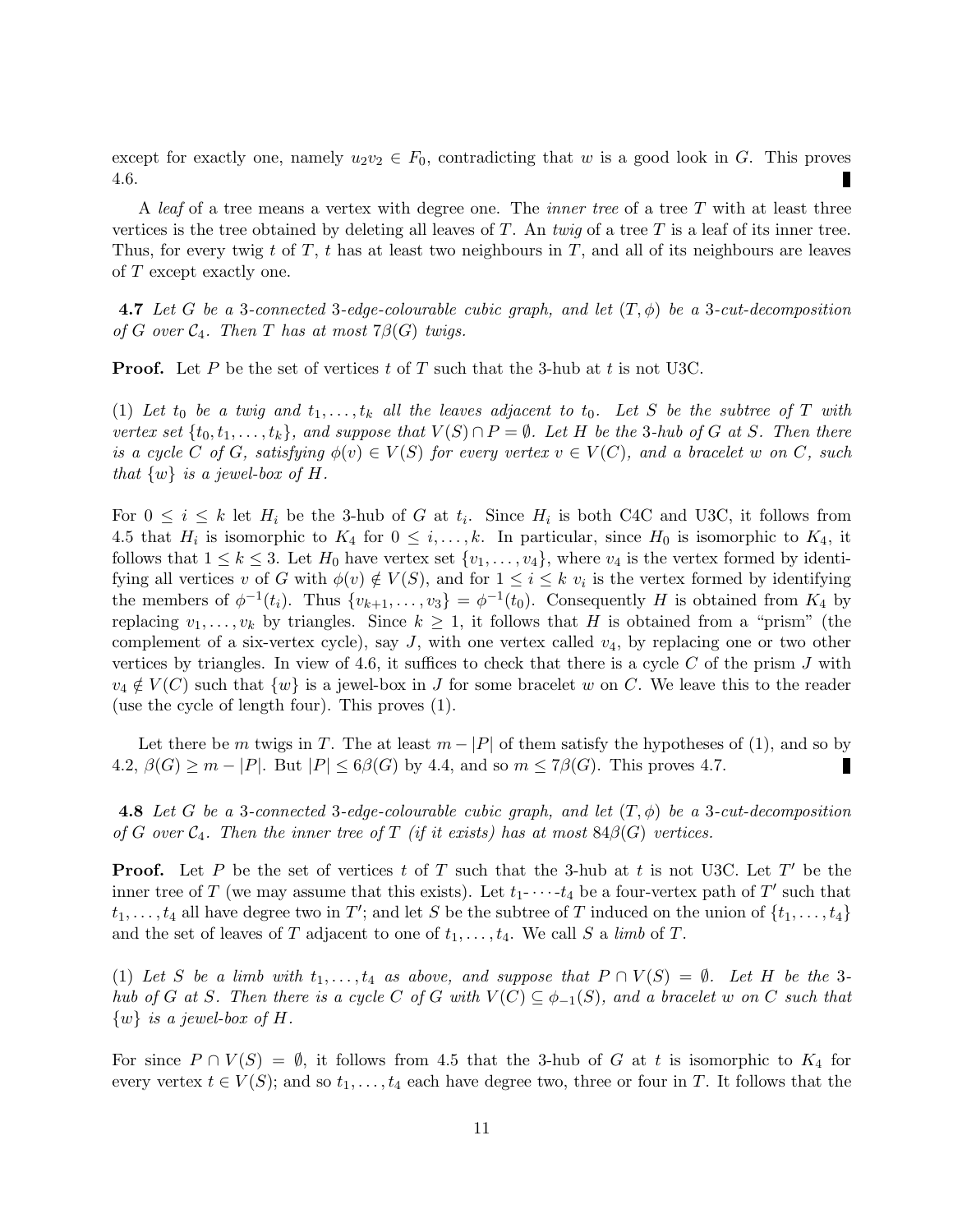except for exactly one, namely $u_2v_2 \in F_0$, contradicting that $w$ is a good look in $G$. This proves 4.6. ∎

A *leaf* of a tree means a vertex with degree one. The *inner tree* of a tree $T$ with at least three vertices is the tree obtained by deleting all leaves of $T$. An *twig* of a tree $T$ is a leaf of its inner tree. Thus, for every twig $t$ of $T$, $t$ has at least two neighbours in $T$, and all of its neighbours are leaves of $T$ except exactly one.

**4.7** *Let $G$ be a 3-connected 3-edge-colourable cubic graph, and let $(T, \phi)$ be a 3-cut-decomposition of $G$ over $\mathcal{C}_4$. Then $T$ has at most $7\beta(G)$ twigs.*

**Proof.** Let $P$ be the set of vertices $t$ of $T$ such that the 3-hub at $t$ is not U3C.

(1) *Let $t_0$ be a twig and $t_1, \ldots, t_k$ all the leaves adjacent to $t_0$. Let $S$ be the subtree of $T$ with vertex set $\{t_0, t_1, \ldots, t_k\}$, and suppose that $V(S) \cap P = \emptyset$. Let $H$ be the 3-hub of $G$ at $S$. Then there is a cycle $C$ of $G$, satisfying $\phi(v) \in V(S)$ for every vertex $v \in V(C)$, and a bracelet $w$ on $C$, such that $\{w\}$ is a jewel-box of $H$.*

For $0 \le i \le k$ let $H_i$ be the 3-hub of $G$ at $t_i$. Since $H_i$ is both C4C and U3C, it follows from 4.5 that $H_i$ is isomorphic to $K_4$ for $0 \le i, \ldots, k$. In particular, since $H_0$ is isomorphic to $K_4$, it follows that $1 \le k \le 3$. Let $H_0$ have vertex set $\{v_1, \ldots, v_4\}$, where $v_4$ is the vertex formed by identifying all vertices $v$ of $G$ with $\phi(v) \notin V(S)$, and for $1 \le i \le k$ $v_i$ is the vertex formed by identifying the members of $\phi^{-1}(t_i)$. Thus $\{v_{k+1}, \ldots, v_3\} = \phi^{-1}(t_0)$. Consequently $H$ is obtained from $K_4$ by replacing $v_1, \ldots, v_k$ by triangles. Since $k \ge 1$, it follows that $H$ is obtained from a "prism" (the complement of a six-vertex cycle), say $J$, with one vertex called $v_4$, by replacing one or two other vertices by triangles. In view of 4.6, it suffices to check that there is a cycle $C$ of the prism $J$ with $v_4 \notin V(C)$ such that $\{w\}$ is a jewel-box in $J$ for some bracelet $w$ on $C$. We leave this to the reader (use the cycle of length four). This proves (1).

Let there be $m$ twigs in $T$. The at least $m - |P|$ of them satisfy the hypotheses of (1), and so by 4.2, $\beta(G) \ge m - |P|$. But $|P| \le 6\beta(G)$ by 4.4, and so $m \le 7\beta(G)$. This proves 4.7. ∎

**4.8** *Let $G$ be a 3-connected 3-edge-colourable cubic graph, and let $(T, \phi)$ be a 3-cut-decomposition of $G$ over $\mathcal{C}_4$. Then the inner tree of $T$ (if it exists) has at most $84\beta(G)$ vertices.*

**Proof.** Let $P$ be the set of vertices $t$ of $T$ such that the 3-hub at $t$ is not U3C. Let $T'$ be the inner tree of $T$ (we may assume that this exists). Let $t_1$-$\cdots$-$t_4$ be a four-vertex path of $T'$ such that $t_1, \ldots, t_4$ all have degree two in $T'$; and let $S$ be the subtree of $T$ induced on the union of $\{t_1, \ldots, t_4\}$ and the set of leaves of $T$ adjacent to one of $t_1, \ldots, t_4$. We call $S$ a *limb* of $T$.

(1) *Let $S$ be a limb with $t_1, \ldots, t_4$ as above, and suppose that $P \cap V(S) = \emptyset$. Let $H$ be the 3-hub of $G$ at $S$. Then there is a cycle $C$ of $G$ with $V(C) \subseteq \phi_{-1}(S)$, and a bracelet $w$ on $C$ such that $\{w\}$ is a jewel-box of $H$.*

For since $P \cap V(S) = \emptyset$, it follows from 4.5 that the 3-hub of $G$ at $t$ is isomorphic to $K_4$ for every vertex $t \in V(S)$; and so $t_1, \ldots, t_4$ each have degree two, three or four in $T$. It follows that the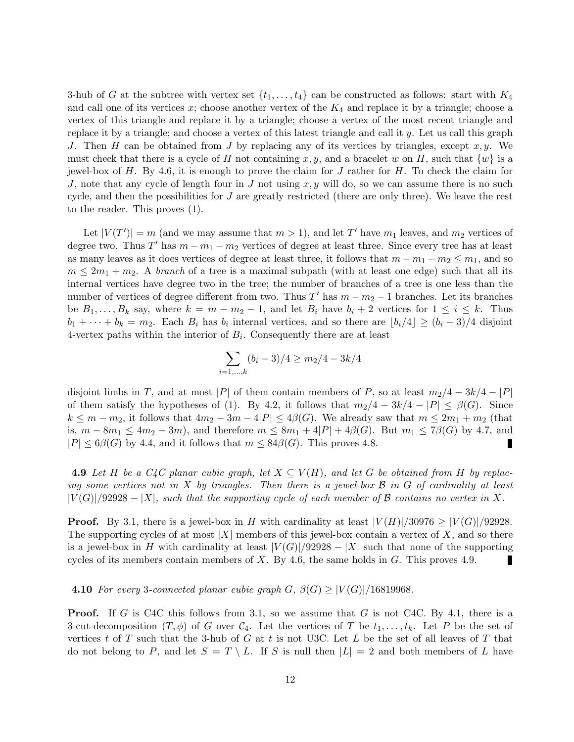3-hub of $G$ at the subtree with vertex set $\{t_1, \ldots, t_4\}$ can be constructed as follows: start with $K_4$ and call one of its vertices $x$; choose another vertex of the $K_4$ and replace it by a triangle; choose a vertex of this triangle and replace it by a triangle; choose a vertex of the most recent triangle and replace it by a triangle; and choose a vertex of this latest triangle and call it $y$. Let us call this graph $J$. Then $H$ can be obtained from $J$ by replacing any of its vertices by triangles, except $x, y$. We must check that there is a cycle of $H$ not containing $x, y$, and a bracelet $w$ on $H$, such that $\{w\}$ is a jewel-box of $H$. By 4.6, it is enough to prove the claim for $J$ rather for $H$. To check the claim for $J$, note that any cycle of length four in $J$ not using $x, y$ will do, so we can assume there is no such cycle, and then the possibilities for $J$ are greatly restricted (there are only three). We leave the rest to the reader. This proves (1).

Let $|V(T')| = m$ (and we may assume that $m > 1$), and let $T'$ have $m_1$ leaves, and $m_2$ vertices of degree two. Thus $T'$ has $m - m_1 - m_2$ vertices of degree at least three. Since every tree has at least as many leaves as it does vertices of degree at least three, it follows that $m - m_1 - m_2 \leq m_1$, and so $m \leq 2m_1 + m_2$. A *branch* of a tree is a maximal subpath (with at least one edge) such that all its internal vertices have degree two in the tree; the number of branches of a tree is one less than the number of vertices of degree different from two. Thus $T'$ has $m - m_2 - 1$ branches. Let its branches be $B_1, \ldots, B_k$ say, where $k = m - m_2 - 1$, and let $B_i$ have $b_i + 2$ vertices for $1 \leq i \leq k$. Thus $b_1 + \cdots + b_k = m_2$. Each $B_i$ has $b_i$ internal vertices, and so there are $\lfloor b_i/4 \rfloor \geq (b_i - 3)/4$ disjoint 4-vertex paths within the interior of $B_i$. Consequently there are at least

$$\sum_{i=1,\ldots,k} (b_i - 3)/4 \geq m_2/4 - 3k/4$$

disjoint limbs in $T$, and at most $|P|$ of them contain members of $P$, so at least $m_2/4 - 3k/4 - |P|$ of them satisfy the hypotheses of (1). By 4.2, it follows that $m_2/4 - 3k/4 - |P| \leq \beta(G)$. Since $k \leq m - m_2$, it follows that $4m_2 - 3m - 4|P| \leq 4\beta(G)$. We already saw that $m \leq 2m_1 + m_2$ (that is, $m - 8m_1 \leq 4m_2 - 3m$), and therefore $m \leq 8m_1 + 4|P| + 4\beta(G)$. But $m_1 \leq 7\beta(G)$ by 4.7, and $|P| \leq 6\beta(G)$ by 4.4, and it follows that $m \leq 84\beta(G)$. This proves 4.8. ∎

**4.9** *Let $H$ be a C4C planar cubic graph, let $X \subseteq V(H)$, and let $G$ be obtained from $H$ by replacing some vertices not in $X$ by triangles. Then there is a jewel-box $\mathcal{B}$ in $G$ of cardinality at least $|V(G)|/92928 - |X|$, such that the supporting cycle of each member of $\mathcal{B}$ contains no vertex in $X$.*

**Proof.** By 3.1, there is a jewel-box in $H$ with cardinality at least $|V(H)|/30976 \geq |V(G)|/92928$. The supporting cycles of at most $|X|$ members of this jewel-box contain a vertex of $X$, and so there is a jewel-box in $H$ with cardinality at least $|V(G)|/92928 - |X|$ such that none of the supporting cycles of its members contain members of $X$. By 4.6, the same holds in $G$. This proves 4.9. ∎

**4.10** *For every 3-connected planar cubic graph $G$, $\beta(G) \geq |V(G)|/16819968$.*

**Proof.** If $G$ is C4C this follows from 3.1, so we assume that $G$ is not C4C. By 4.1, there is a 3-cut-decomposition $(T, \phi)$ of $G$ over $\mathcal{C}_4$. Let the vertices of $T$ be $t_1, \ldots, t_k$. Let $P$ be the set of vertices $t$ of $T$ such that the 3-hub of $G$ at $t$ is not U3C. Let $L$ be the set of all leaves of $T$ that do not belong to $P$, and let $S = T \setminus L$. If $S$ is null then $|L| = 2$ and both members of $L$ have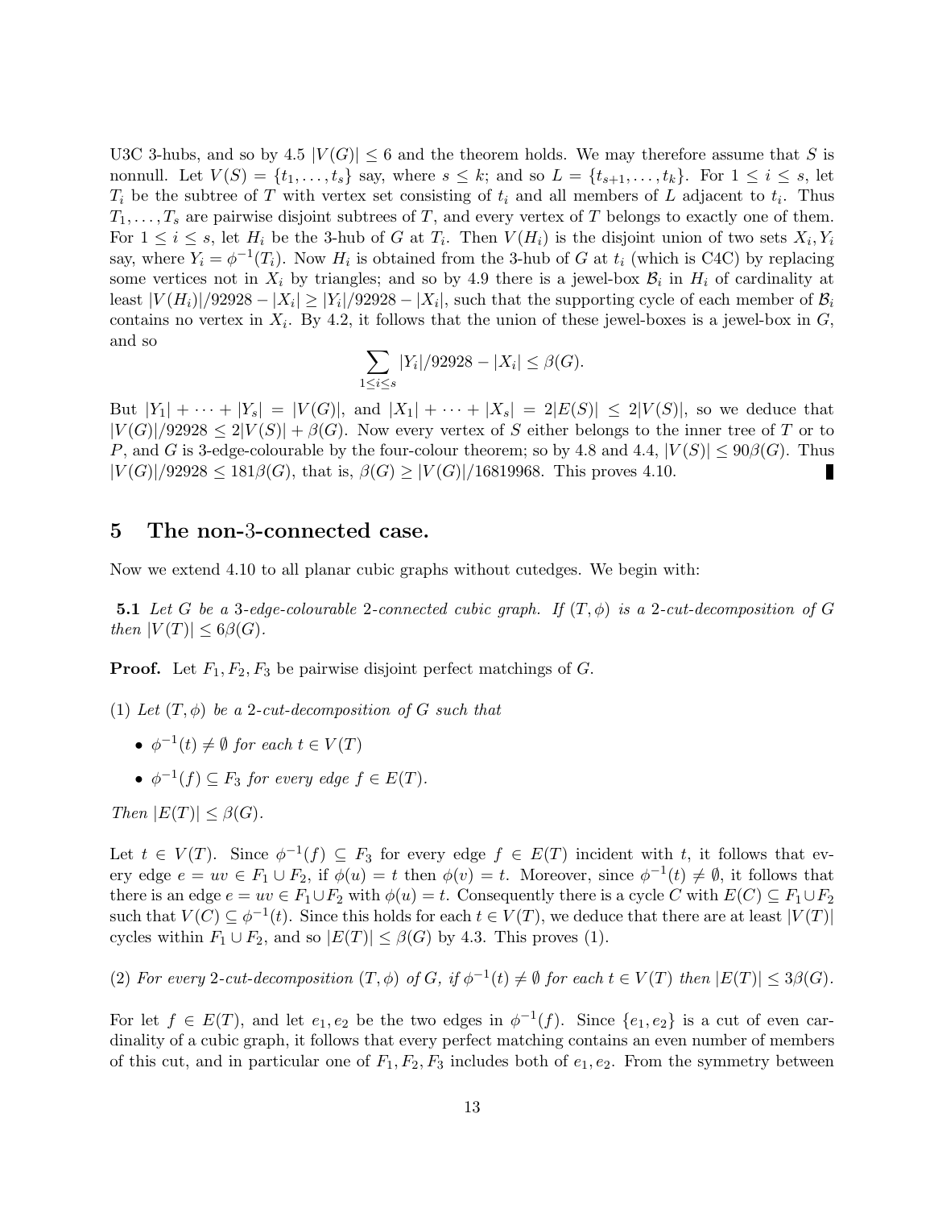U3C 3-hubs, and so by 4.5 $|V(G)| \leq 6$ and the theorem holds. We may therefore assume that $S$ is nonnull. Let $V(S) = \{t_1, \ldots, t_s\}$ say, where $s \leq k$; and so $L = \{t_{s+1}, \ldots, t_k\}$. For $1 \leq i \leq s$, let $T_i$ be the subtree of $T$ with vertex set consisting of $t_i$ and all members of $L$ adjacent to $t_i$. Thus $T_1, \ldots, T_s$ are pairwise disjoint subtrees of $T$, and every vertex of $T$ belongs to exactly one of them. For $1 \leq i \leq s$, let $H_i$ be the 3-hub of $G$ at $T_i$. Then $V(H_i)$ is the disjoint union of two sets $X_i, Y_i$ say, where $Y_i = \phi^{-1}(T_i)$. Now $H_i$ is obtained from the 3-hub of $G$ at $t_i$ (which is C4C) by replacing some vertices not in $X_i$ by triangles; and so by 4.9 there is a jewel-box $\mathcal{B}_i$ in $H_i$ of cardinality at least $|V(H_i)|/92928 - |X_i| \geq |Y_i|/92928 - |X_i|$, such that the supporting cycle of each member of $\mathcal{B}_i$ contains no vertex in $X_i$. By 4.2, it follows that the union of these jewel-boxes is a jewel-box in $G$, and so

$$\sum_{1 \leq i \leq s} |Y_i|/92928 - |X_i| \leq \beta(G).$$

But $|Y_1| + \cdots + |Y_s| = |V(G)|$, and $|X_1| + \cdots + |X_s| = 2|E(S)| \leq 2|V(S)|$, so we deduce that $|V(G)|/92928 \leq 2|V(S)| + \beta(G)$. Now every vertex of $S$ either belongs to the inner tree of $T$ or to $P$, and $G$ is 3-edge-colourable by the four-colour theorem; so by 4.8 and 4.4, $|V(S)| \leq 90\beta(G)$. Thus $|V(G)|/92928 \leq 181\beta(G)$, that is, $\beta(G) \geq |V(G)|/16819968$. This proves 4.10. ∎

## 5 The non-3-connected case.

Now we extend 4.10 to all planar cubic graphs without cutedges. We begin with:

**5.1** *Let $G$ be a 3-edge-colourable 2-connected cubic graph. If $(T, \phi)$ is a 2-cut-decomposition of $G$ then $|V(T)| \leq 6\beta(G)$.*

**Proof.** Let $F_1, F_2, F_3$ be pairwise disjoint perfect matchings of $G$.

(1) *Let $(T, \phi)$ be a 2-cut-decomposition of $G$ such that*

- *$\phi^{-1}(t) \neq \emptyset$ for each $t \in V(T)$*
- *$\phi^{-1}(f) \subseteq F_3$ for every edge $f \in E(T)$.*

*Then $|E(T)| \leq \beta(G)$.*

Let $t \in V(T)$. Since $\phi^{-1}(f) \subseteq F_3$ for every edge $f \in E(T)$ incident with $t$, it follows that every edge $e = uv \in F_1 \cup F_2$, if $\phi(u) = t$ then $\phi(v) = t$. Moreover, since $\phi^{-1}(t) \neq \emptyset$, it follows that there is an edge $e = uv \in F_1 \cup F_2$ with $\phi(u) = t$. Consequently there is a cycle $C$ with $E(C) \subseteq F_1 \cup F_2$ such that $V(C) \subseteq \phi^{-1}(t)$. Since this holds for each $t \in V(T)$, we deduce that there are at least $|V(T)|$ cycles within $F_1 \cup F_2$, and so $|E(T)| \leq \beta(G)$ by 4.3. This proves (1).

(2) *For every 2-cut-decomposition $(T, \phi)$ of $G$, if $\phi^{-1}(t) \neq \emptyset$ for each $t \in V(T)$ then $|E(T)| \leq 3\beta(G)$.*

For let $f \in E(T)$, and let $e_1, e_2$ be the two edges in $\phi^{-1}(f)$. Since $\{e_1, e_2\}$ is a cut of even cardinality of a cubic graph, it follows that every perfect matching contains an even number of members of this cut, and in particular one of $F_1, F_2, F_3$ includes both of $e_1, e_2$. From the symmetry between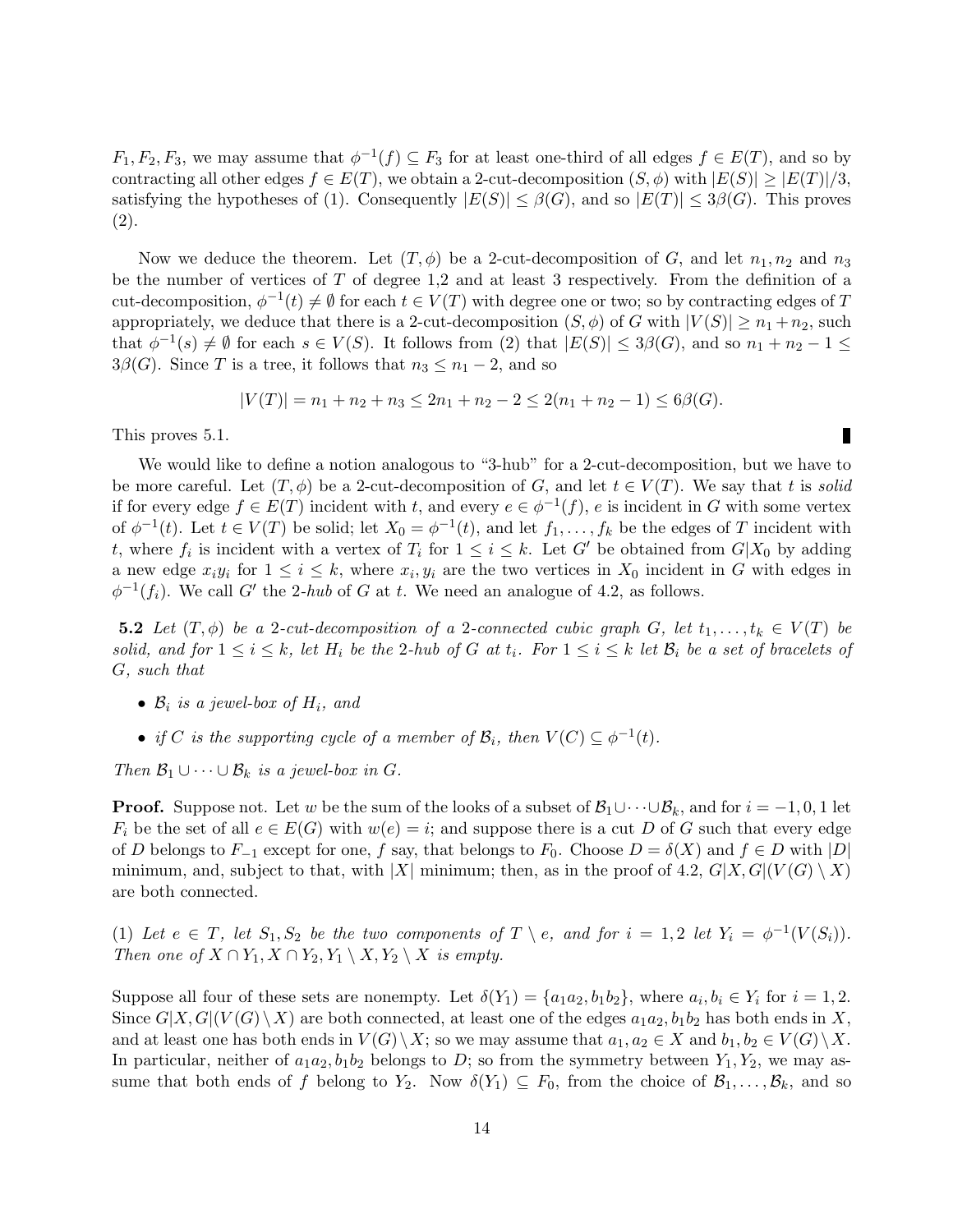$F_1, F_2, F_3$, we may assume that $\phi^{-1}(f) \subseteq F_3$ for at least one-third of all edges $f \in E(T)$, and so by contracting all other edges $f \in E(T)$, we obtain a 2-cut-decomposition $(S, \phi)$ with $|E(S)| \geq |E(T)|/3$, satisfying the hypotheses of (1). Consequently $|E(S)| \leq \beta(G)$, and so $|E(T)| \leq 3\beta(G)$. This proves (2).

Now we deduce the theorem. Let $(T, \phi)$ be a 2-cut-decomposition of $G$, and let $n_1, n_2$ and $n_3$ be the number of vertices of $T$ of degree 1,2 and at least 3 respectively. From the definition of a cut-decomposition, $\phi^{-1}(t) \neq \emptyset$ for each $t \in V(T)$ with degree one or two; so by contracting edges of $T$ appropriately, we deduce that there is a 2-cut-decomposition $(S, \phi)$ of $G$ with $|V(S)| \geq n_1 + n_2$, such that $\phi^{-1}(s) \neq \emptyset$ for each $s \in V(S)$. It follows from (2) that $|E(S)| \leq 3\beta(G)$, and so $n_1 + n_2 - 1 \leq 3\beta(G)$. Since $T$ is a tree, it follows that $n_3 \leq n_1 - 2$, and so

$$|V(T)| = n_1 + n_2 + n_3 \leq 2n_1 + n_2 - 2 \leq 2(n_1 + n_2 - 1) \leq 6\beta(G).$$

This proves 5.1. ∎

We would like to define a notion analogous to "3-hub" for a 2-cut-decomposition, but we have to be more careful. Let $(T, \phi)$ be a 2-cut-decomposition of $G$, and let $t \in V(T)$. We say that $t$ is *solid* if for every edge $f \in E(T)$ incident with $t$, and every $e \in \phi^{-1}(f)$, $e$ is incident in $G$ with some vertex of $\phi^{-1}(t)$. Let $t \in V(T)$ be solid; let $X_0 = \phi^{-1}(t)$, and let $f_1, \ldots, f_k$ be the edges of $T$ incident with $t$, where $f_i$ is incident with a vertex of $T_i$ for $1 \leq i \leq k$. Let $G'$ be obtained from $G|X_0$ by adding a new edge $x_i y_i$ for $1 \leq i \leq k$, where $x_i, y_i$ are the two vertices in $X_0$ incident in $G$ with edges in $\phi^{-1}(f_i)$. We call $G'$ the 2-*hub* of $G$ at $t$. We need an analogue of 4.2, as follows.

**5.2** *Let $(T, \phi)$ be a 2-cut-decomposition of a 2-connected cubic graph $G$, let $t_1, \ldots, t_k \in V(T)$ be solid, and for $1 \leq i \leq k$, let $H_i$ be the 2-hub of $G$ at $t_i$. For $1 \leq i \leq k$ let $\mathcal{B}_i$ be a set of bracelets of $G$, such that*

- *$\mathcal{B}_i$ is a jewel-box of $H_i$, and*
- *if $C$ is the supporting cycle of a member of $\mathcal{B}_i$, then $V(C) \subseteq \phi^{-1}(t)$.*

*Then $\mathcal{B}_1 \cup \cdots \cup \mathcal{B}_k$ is a jewel-box in $G$.*

**Proof.** Suppose not. Let $w$ be the sum of the looks of a subset of $\mathcal{B}_1 \cup \cdots \cup \mathcal{B}_k$, and for $i = -1, 0, 1$ let $F_i$ be the set of all $e \in E(G)$ with $w(e) = i$; and suppose there is a cut $D$ of $G$ such that every edge of $D$ belongs to $F_{-1}$ except for one, $f$ say, that belongs to $F_0$. Choose $D = \delta(X)$ and $f \in D$ with $|D|$ minimum, and, subject to that, with $|X|$ minimum; then, as in the proof of 4.2, $G|X, G|(V(G) \setminus X)$ are both connected.

(1) *Let $e \in T$, let $S_1, S_2$ be the two components of $T \setminus e$, and for $i = 1, 2$ let $Y_i = \phi^{-1}(V(S_i))$. Then one of $X \cap Y_1, X \cap Y_2, Y_1 \setminus X, Y_2 \setminus X$ is empty.*

Suppose all four of these sets are nonempty. Let $\delta(Y_1) = \{a_1 a_2, b_1 b_2\}$, where $a_i, b_i \in Y_i$ for $i = 1, 2$. Since $G|X, G|(V(G) \setminus X)$ are both connected, at least one of the edges $a_1 a_2, b_1 b_2$ has both ends in $X$, and at least one has both ends in $V(G) \setminus X$; so we may assume that $a_1, a_2 \in X$ and $b_1, b_2 \in V(G) \setminus X$. In particular, neither of $a_1 a_2, b_1 b_2$ belongs to $D$; so from the symmetry between $Y_1, Y_2$, we may assume that both ends of $f$ belong to $Y_2$. Now $\delta(Y_1) \subseteq F_0$, from the choice of $\mathcal{B}_1, \ldots, \mathcal{B}_k$, and so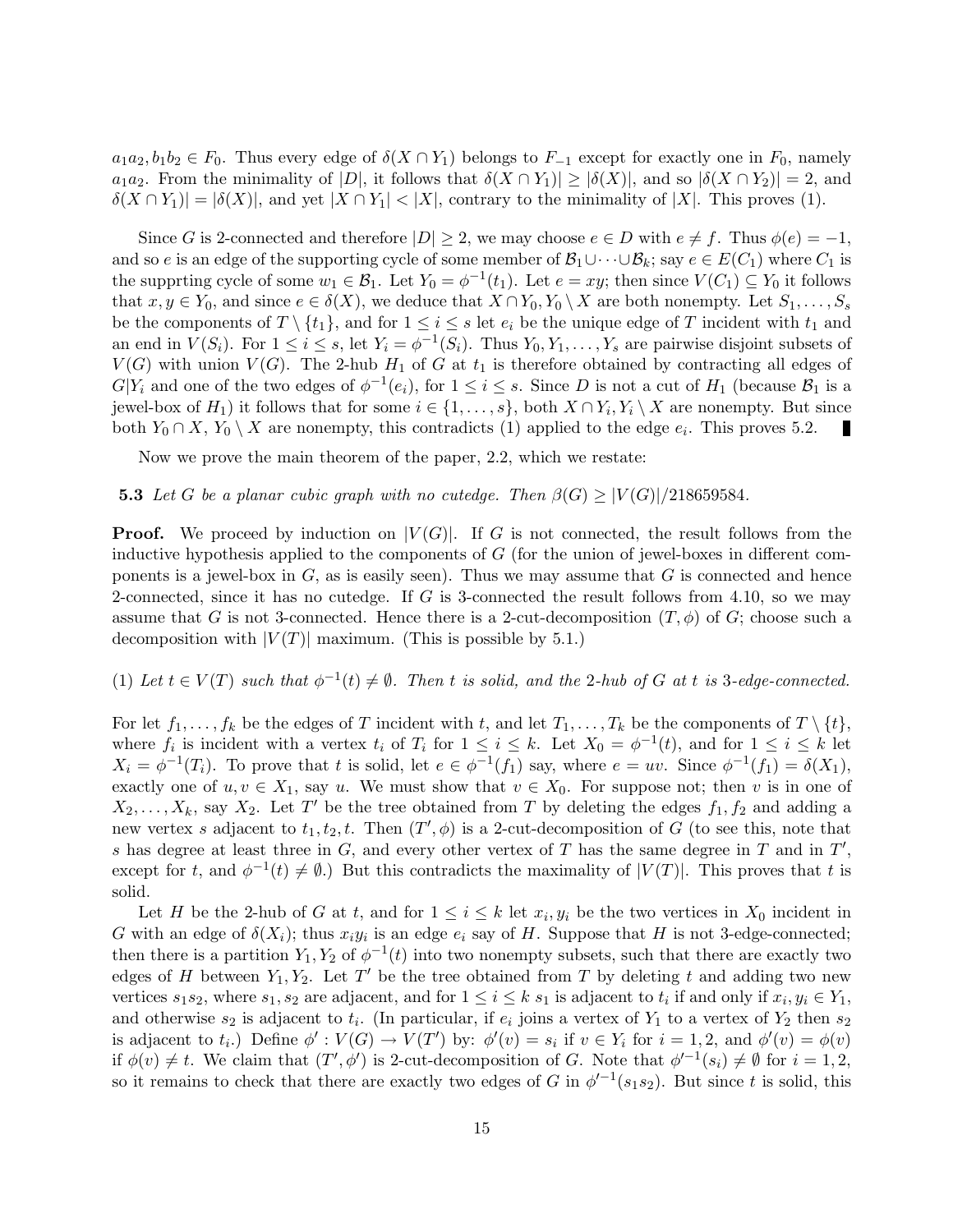$a_1a_2, b_1b_2 \in F_0$. Thus every edge of $\delta(X \cap Y_1)$ belongs to $F_{-1}$ except for exactly one in $F_0$, namely $a_1a_2$. From the minimality of $|D|$, it follows that $\delta(X \cap Y_1)| \geq |\delta(X)|$, and so $|\delta(X \cap Y_2)| = 2$, and $\delta(X \cap Y_1)| = |\delta(X)|$, and yet $|X \cap Y_1| < |X|$, contrary to the minimality of $|X|$. This proves (1).

Since $G$ is 2-connected and therefore $|D| \geq 2$, we may choose $e \in D$ with $e \neq f$. Thus $\phi(e) = -1$, and so $e$ is an edge of the supporting cycle of some member of $\mathcal{B}_1 \cup \cdots \cup \mathcal{B}_k$; say $e \in E(C_1)$ where $C_1$ is the supprting cycle of some $w_1 \in \mathcal{B}_1$. Let $Y_0 = \phi^{-1}(t_1)$. Let $e = xy$; then since $V(C_1) \subseteq Y_0$ it follows that $x, y \in Y_0$, and since $e \in \delta(X)$, we deduce that $X \cap Y_0, Y_0 \setminus X$ are both nonempty. Let $S_1, \ldots, S_s$ be the components of $T \setminus \{t_1\}$, and for $1 \leq i \leq s$ let $e_i$ be the unique edge of $T$ incident with $t_1$ and an end in $V(S_i)$. For $1 \leq i \leq s$, let $Y_i = \phi^{-1}(S_i)$. Thus $Y_0, Y_1, \ldots, Y_s$ are pairwise disjoint subsets of $V(G)$ with union $V(G)$. The 2-hub $H_1$ of $G$ at $t_1$ is therefore obtained by contracting all edges of $G|Y_i$ and one of the two edges of $\phi^{-1}(e_i)$, for $1 \leq i \leq s$. Since $D$ is not a cut of $H_1$ (because $\mathcal{B}_1$ is a jewel-box of $H_1$) it follows that for some $i \in \{1, \ldots, s\}$, both $X \cap Y_i, Y_i \setminus X$ are nonempty. But since both $Y_0 \cap X$, $Y_0 \setminus X$ are nonempty, this contradicts (1) applied to the edge $e_i$. This proves 5.2. ∎

Now we prove the main theorem of the paper, 2.2, which we restate:

**5.3** *Let $G$ be a planar cubic graph with no cutedge. Then $\beta(G) \geq |V(G)|/218659584$.*

**Proof.** We proceed by induction on $|V(G)|$. If $G$ is not connected, the result follows from the inductive hypothesis applied to the components of $G$ (for the union of jewel-boxes in different components is a jewel-box in $G$, as is easily seen). Thus we may assume that $G$ is connected and hence 2-connected, since it has no cutedge. If $G$ is 3-connected the result follows from 4.10, so we may assume that $G$ is not 3-connected. Hence there is a 2-cut-decomposition $(T, \phi)$ of $G$; choose such a decomposition with $|V(T)|$ maximum. (This is possible by 5.1.)

(1) *Let $t \in V(T)$ such that $\phi^{-1}(t) \neq \emptyset$. Then $t$ is solid, and the 2-hub of $G$ at $t$ is 3-edge-connected.*

For let $f_1, \ldots, f_k$ be the edges of $T$ incident with $t$, and let $T_1, \ldots, T_k$ be the components of $T \setminus \{t\}$, where $f_i$ is incident with a vertex $t_i$ of $T_i$ for $1 \leq i \leq k$. Let $X_0 = \phi^{-1}(t)$, and for $1 \leq i \leq k$ let $X_i = \phi^{-1}(T_i)$. To prove that $t$ is solid, let $e \in \phi^{-1}(f_1)$ say, where $e = uv$. Since $\phi^{-1}(f_1) = \delta(X_1)$, exactly one of $u, v \in X_1$, say $u$. We must show that $v \in X_0$. For suppose not; then $v$ is in one of $X_2, \ldots, X_k$, say $X_2$. Let $T'$ be the tree obtained from $T$ by deleting the edges $f_1, f_2$ and adding a new vertex $s$ adjacent to $t_1, t_2, t$. Then $(T', \phi)$ is a 2-cut-decomposition of $G$ (to see this, note that $s$ has degree at least three in $G$, and every other vertex of $T$ has the same degree in $T$ and in $T'$, except for $t$, and $\phi^{-1}(t) \neq \emptyset$.) But this contradicts the maximality of $|V(T)|$. This proves that $t$ is solid.

Let $H$ be the 2-hub of $G$ at $t$, and for $1 \leq i \leq k$ let $x_i, y_i$ be the two vertices in $X_0$ incident in $G$ with an edge of $\delta(X_i)$; thus $x_iy_i$ is an edge $e_i$ say of $H$. Suppose that $H$ is not 3-edge-connected; then there is a partition $Y_1, Y_2$ of $\phi^{-1}(t)$ into two nonempty subsets, such that there are exactly two edges of $H$ between $Y_1, Y_2$. Let $T'$ be the tree obtained from $T$ by deleting $t$ and adding two new vertices $s_1s_2$, where $s_1, s_2$ are adjacent, and for $1 \leq i \leq k$ $s_1$ is adjacent to $t_i$ if and only if $x_i, y_i \in Y_1$, and otherwise $s_2$ is adjacent to $t_i$. (In particular, if $e_i$ joins a vertex of $Y_1$ to a vertex of $Y_2$ then $s_2$ is adjacent to $t_i$.) Define $\phi' : V(G) \to V(T')$ by: $\phi'(v) = s_i$ if $v \in Y_i$ for $i = 1, 2$, and $\phi'(v) = \phi(v)$ if $\phi(v) \neq t$. We claim that $(T', \phi')$ is 2-cut-decomposition of $G$. Note that $\phi'^{-1}(s_i) \neq \emptyset$ for $i = 1, 2$, so it remains to check that there are exactly two edges of $G$ in $\phi'^{-1}(s_1s_2)$. But since $t$ is solid, this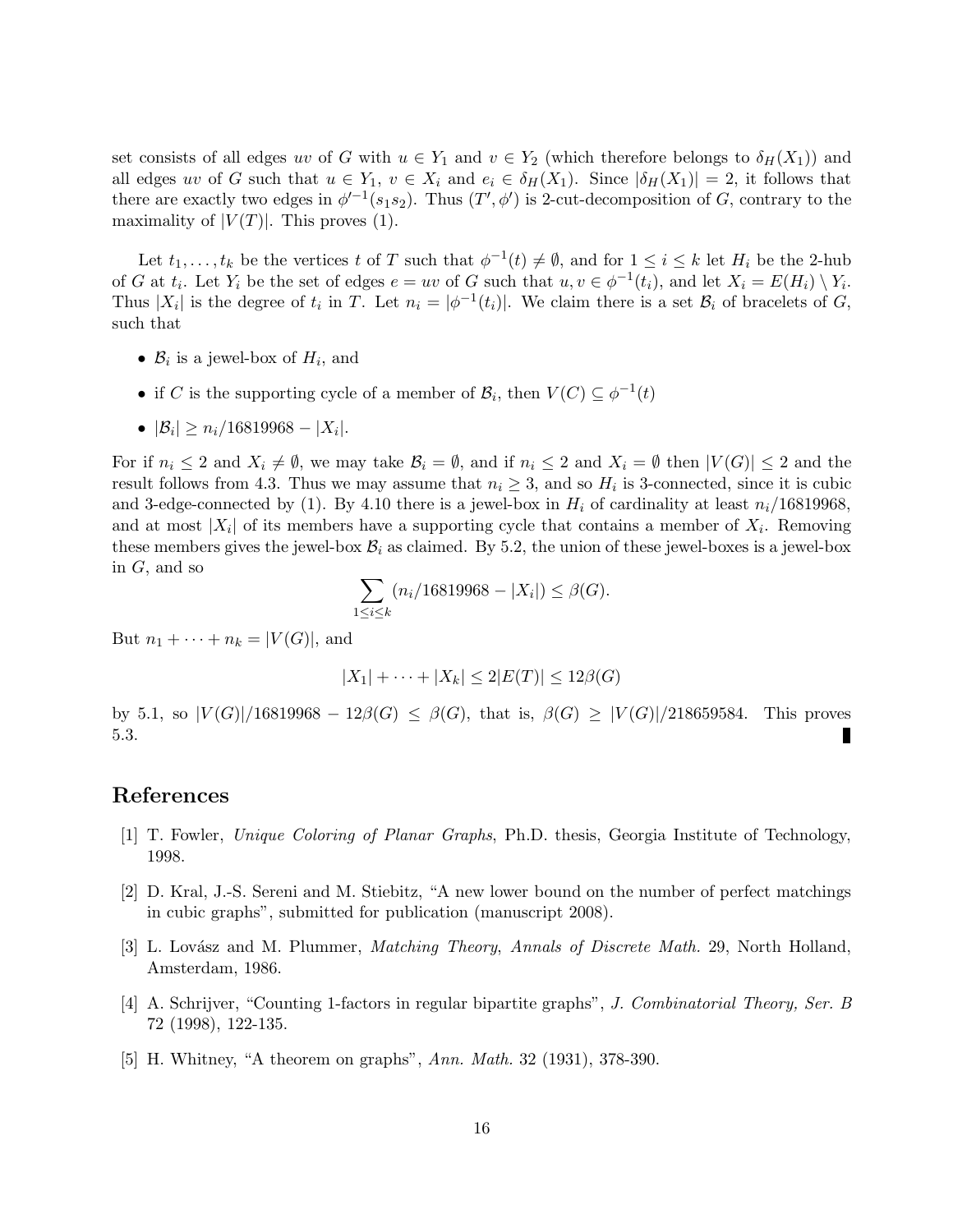set consists of all edges $uv$ of $G$ with $u \in Y_1$ and $v \in Y_2$ (which therefore belongs to $\delta_H(X_1)$) and all edges $uv$ of $G$ such that $u \in Y_1$, $v \in X_i$ and $e_i \in \delta_H(X_1)$. Since $|\delta_H(X_1)| = 2$, it follows that there are exactly two edges in $\phi'^{-1}(s_1 s_2)$. Thus $(T', \phi')$ is 2-cut-decomposition of $G$, contrary to the maximality of $|V(T)|$. This proves (1).

Let $t_1, \ldots, t_k$ be the vertices $t$ of $T$ such that $\phi^{-1}(t) \neq \emptyset$, and for $1 \leq i \leq k$ let $H_i$ be the 2-hub of $G$ at $t_i$. Let $Y_i$ be the set of edges $e = uv$ of $G$ such that $u, v \in \phi^{-1}(t_i)$, and let $X_i = E(H_i) \setminus Y_i$. Thus $|X_i|$ is the degree of $t_i$ in $T$. Let $n_i = |\phi^{-1}(t_i)|$. We claim there is a set $\mathcal{B}_i$ of bracelets of $G$, such that

- $\mathcal{B}_i$ is a jewel-box of $H_i$, and
- if $C$ is the supporting cycle of a member of $\mathcal{B}_i$, then $V(C) \subseteq \phi^{-1}(t)$
- $|\mathcal{B}_i| \geq n_i/16819968 - |X_i|$.

For if $n_i \leq 2$ and $X_i \neq \emptyset$, we may take $\mathcal{B}_i = \emptyset$, and if $n_i \leq 2$ and $X_i = \emptyset$ then $|V(G)| \leq 2$ and the result follows from 4.3. Thus we may assume that $n_i \geq 3$, and so $H_i$ is 3-connected, since it is cubic and 3-edge-connected by (1). By 4.10 there is a jewel-box in $H_i$ of cardinality at least $n_i/16819968$, and at most $|X_i|$ of its members have a supporting cycle that contains a member of $X_i$. Removing these members gives the jewel-box $\mathcal{B}_i$ as claimed. By 5.2, the union of these jewel-boxes is a jewel-box in $G$, and so

$$\sum_{1 \leq i \leq k} (n_i/16819968 - |X_i|) \leq \beta(G).$$

But $n_1 + \cdots + n_k = |V(G)|$, and

$$|X_1| + \cdots + |X_k| \leq 2|E(T)| \leq 12\beta(G)$$

by 5.1, so $|V(G)|/16819968 - 12\beta(G) \leq \beta(G)$, that is, $\beta(G) \geq |V(G)|/218659584$. This proves 5.3. ∎

# References

[1] T. Fowler, *Unique Coloring of Planar Graphs*, Ph.D. thesis, Georgia Institute of Technology, 1998.

[2] D. Kral, J.-S. Sereni and M. Stiebitz, "A new lower bound on the number of perfect matchings in cubic graphs", submitted for publication (manuscript 2008).

[3] L. Lovász and M. Plummer, *Matching Theory*, *Annals of Discrete Math.* 29, North Holland, Amsterdam, 1986.

[4] A. Schrijver, "Counting 1-factors in regular bipartite graphs", *J. Combinatorial Theory, Ser. B* 72 (1998), 122-135.

[5] H. Whitney, "A theorem on graphs", *Ann. Math.* 32 (1931), 378-390.